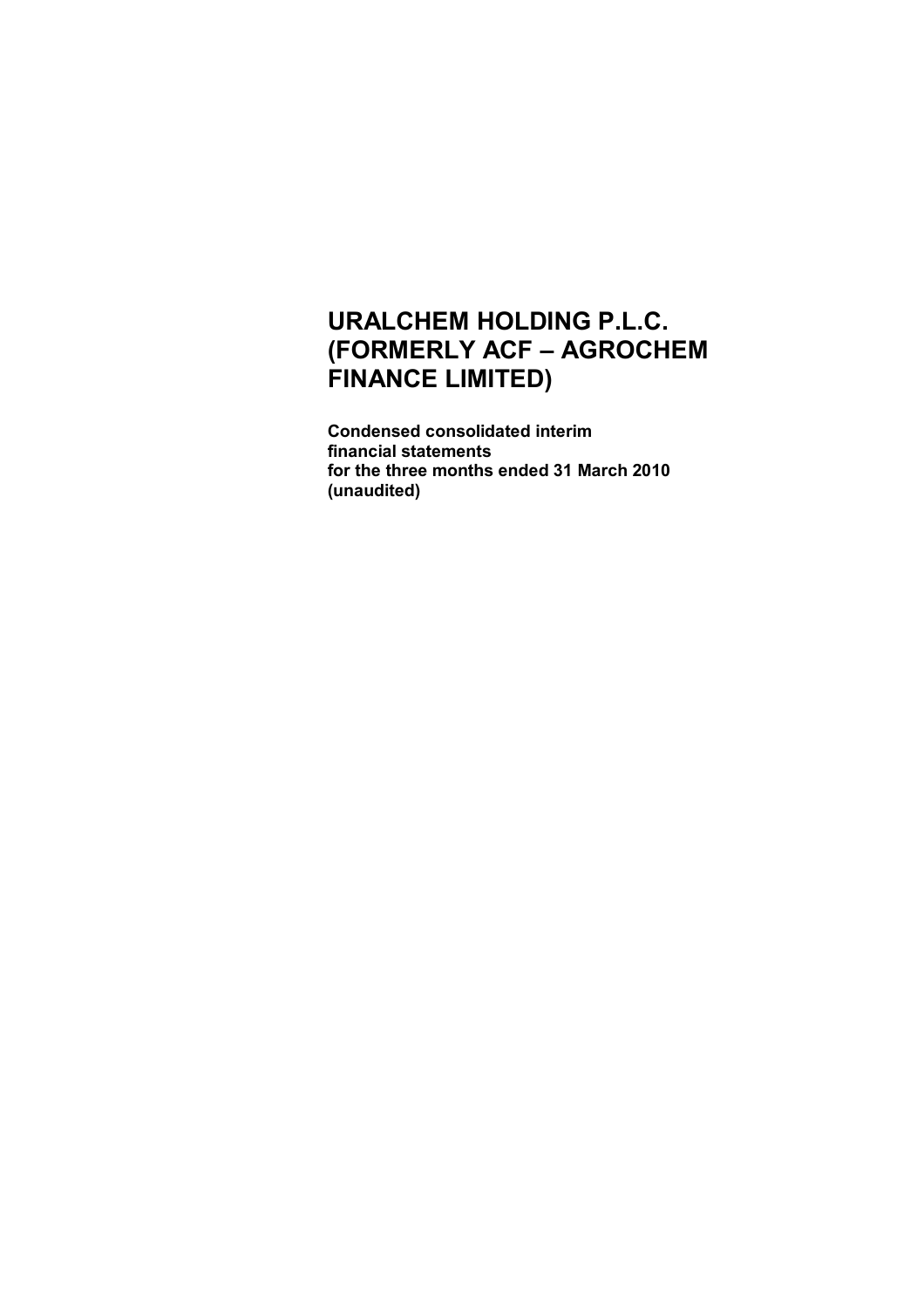# URALCHEM HOLDING P.L.C. (FORMERLY ACF – AGROCHEM FINANCE LIMITED)

**Condensed consolidated interim financial statements for the three months ended 31 March 2010 (unaudited)**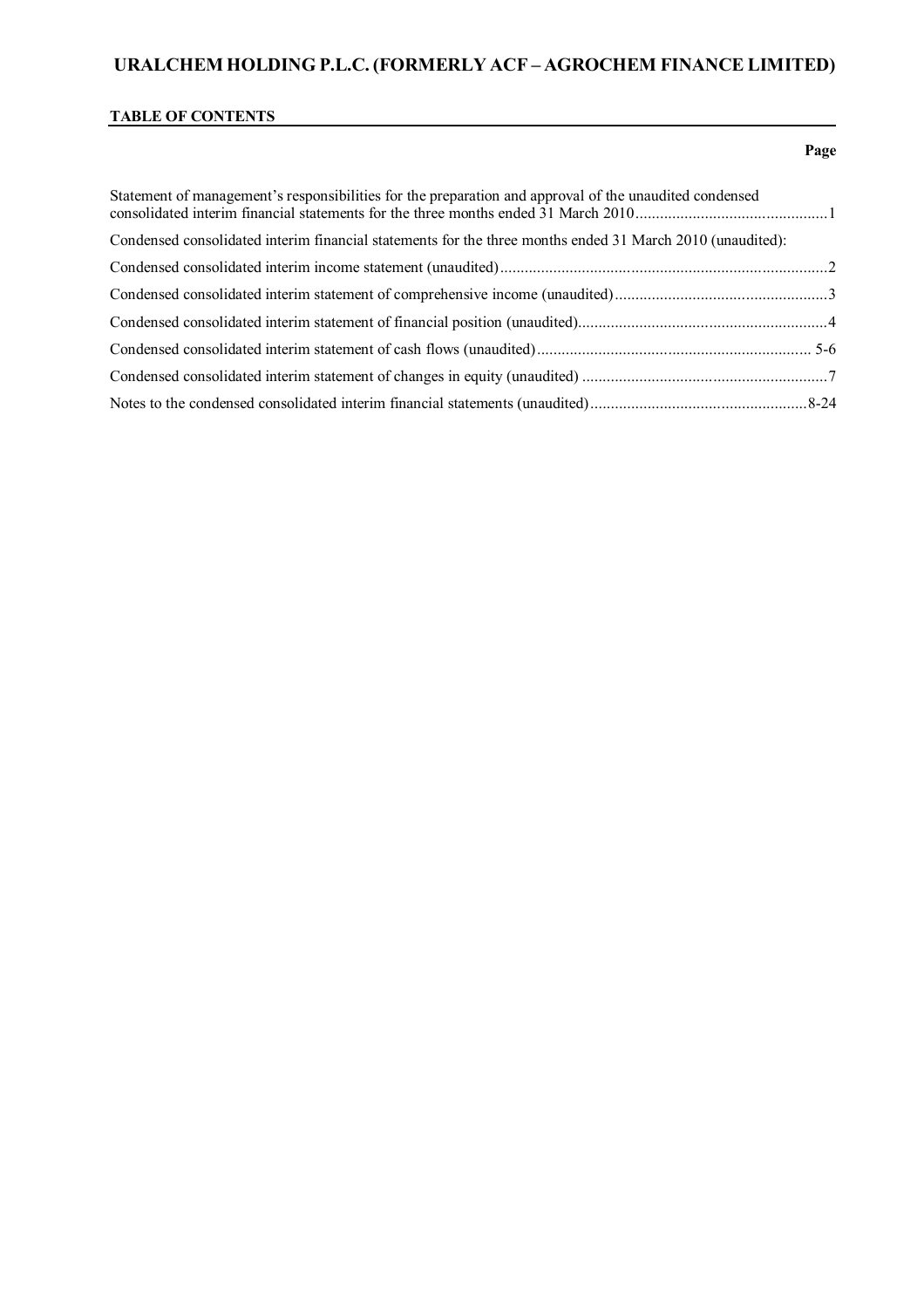# URALCHEM HOLDING P.L.C. (FORMERLY ACF – AGROCHEM FINANCE LIMITED)

**TABLE OF CONTENTS**

| | Page |
|---|---|
| Statement of management's responsibilities for the preparation and approval of the unaudited condensed consolidated interim financial statements for the three months ended 31 March 2010 | 1 |
| Condensed consolidated interim financial statements for the three months ended 31 March 2010 (unaudited): | |
| Condensed consolidated interim income statement (unaudited) | 2 |
| Condensed consolidated interim statement of comprehensive income (unaudited) | 3 |
| Condensed consolidated interim statement of financial position (unaudited) | 4 |
| Condensed consolidated interim statement of cash flows (unaudited) | 5-6 |
| Condensed consolidated interim statement of changes in equity (unaudited) | 7 |
| Notes to the condensed consolidated interim financial statements (unaudited) | 8-24 |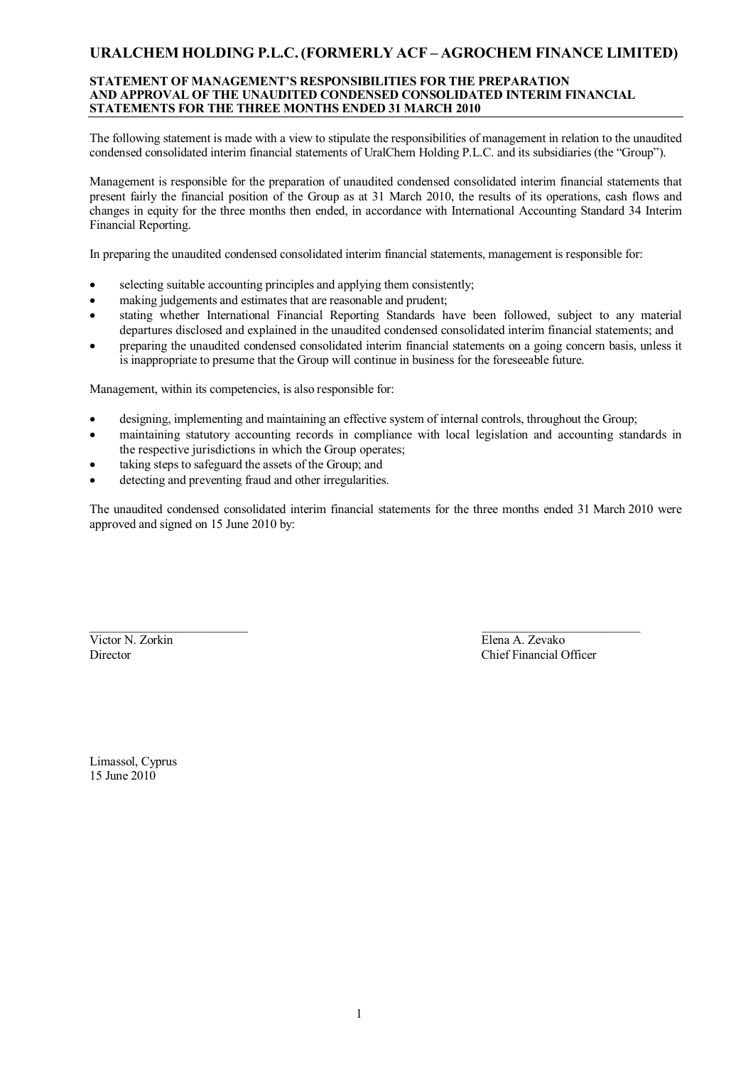# URALCHEM HOLDING P.L.C. (FORMERLY ACF – AGROCHEM FINANCE LIMITED)

## STATEMENT OF MANAGEMENT'S RESPONSIBILITIES FOR THE PREPARATION AND APPROVAL OF THE UNAUDITED CONDENSED CONSOLIDATED INTERIM FINANCIAL STATEMENTS FOR THE THREE MONTHS ENDED 31 MARCH 2010

The following statement is made with a view to stipulate the responsibilities of management in relation to the unaudited condensed consolidated interim financial statements of UralChem Holding P.L.C. and its subsidiaries (the "Group").

Management is responsible for the preparation of unaudited condensed consolidated interim financial statements that present fairly the financial position of the Group as at 31 March 2010, the results of its operations, cash flows and changes in equity for the three months then ended, in accordance with International Accounting Standard 34 Interim Financial Reporting.

In preparing the unaudited condensed consolidated interim financial statements, management is responsible for:

- selecting suitable accounting principles and applying them consistently;
- making judgements and estimates that are reasonable and prudent;
- stating whether International Financial Reporting Standards have been followed, subject to any material departures disclosed and explained in the unaudited condensed consolidated interim financial statements; and
- preparing the unaudited condensed consolidated interim financial statements on a going concern basis, unless it is inappropriate to presume that the Group will continue in business for the foreseeable future.

Management, within its competencies, is also responsible for:

- designing, implementing and maintaining an effective system of internal controls, throughout the Group;
- maintaining statutory accounting records in compliance with local legislation and accounting standards in the respective jurisdictions in which the Group operates;
- taking steps to safeguard the assets of the Group; and
- detecting and preventing fraud and other irregularities.

The unaudited condensed consolidated interim financial statements for the three months ended 31 March 2010 were approved and signed on 15 June 2010 by:

| ________________________ | ________________________ |
|---|---|
| Victor N. Zorkin | Elena A. Zevako |
| Director | Chief Financial Officer |

Limassol, Cyprus
15 June 2010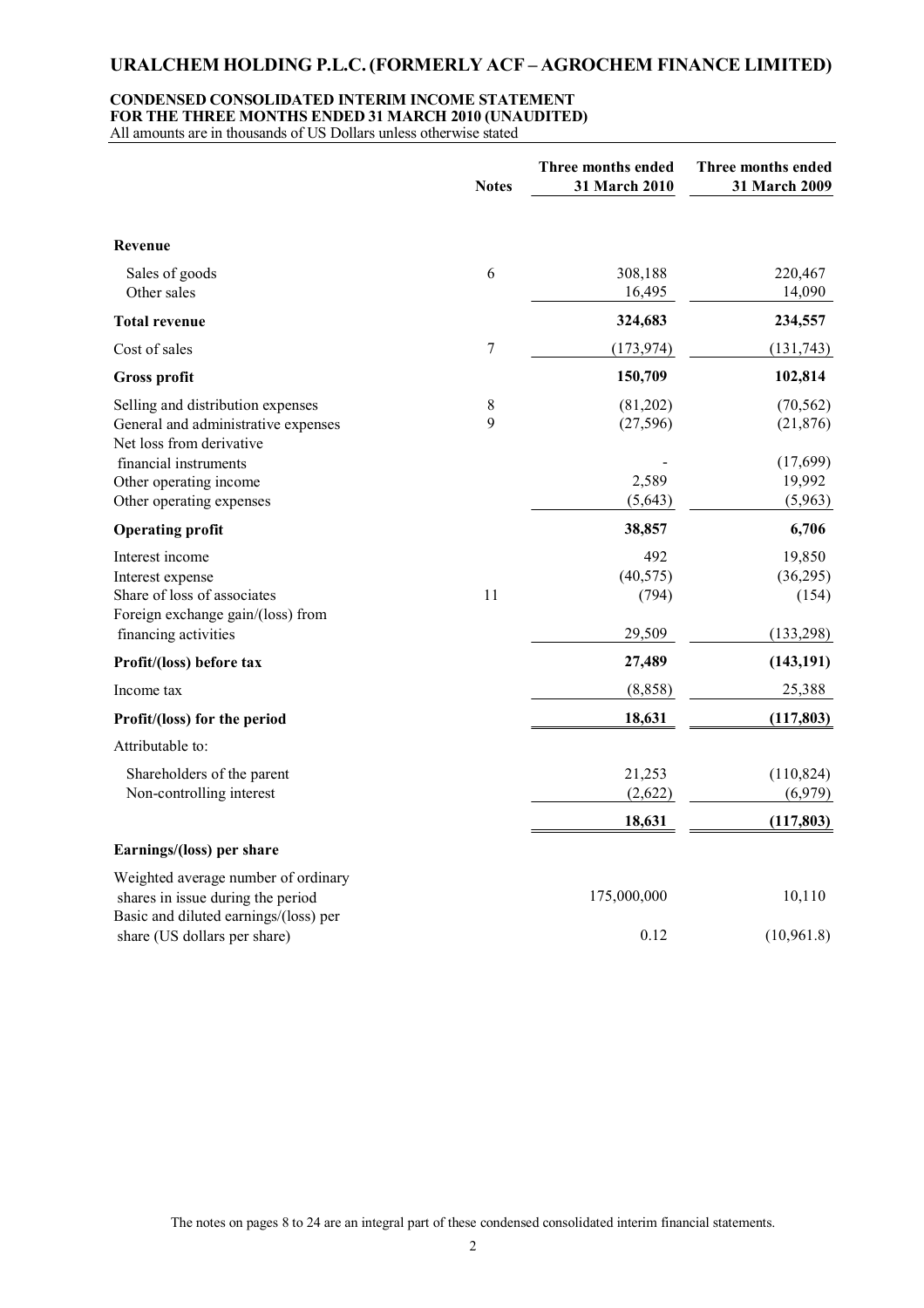# URALCHEM HOLDING P.L.C. (FORMERLY ACF – AGROCHEM FINANCE LIMITED)

## CONDENSED CONSOLIDATED INTERIM INCOME STATEMENT
## FOR THE THREE MONTHS ENDED 31 MARCH 2010 (UNAUDITED)

All amounts are in thousands of US Dollars unless otherwise stated

| | Notes | Three months ended 31 March 2010 | Three months ended 31 March 2009 |
|---|---|---|---|
| **Revenue** | | | |
| Sales of goods | 6 | 308,188 | 220,467 |
| Other sales | | 16,495 | 14,090 |
| **Total revenue** | | **324,683** | **234,557** |
| Cost of sales | 7 | (173,974) | (131,743) |
| **Gross profit** | | **150,709** | **102,814** |
| Selling and distribution expenses | 8 | (81,202) | (70,562) |
| General and administrative expenses | 9 | (27,596) | (21,876) |
| Net loss from derivative financial instruments | | - | (17,699) |
| Other operating income | | 2,589 | 19,992 |
| Other operating expenses | | (5,643) | (5,963) |
| **Operating profit** | | **38,857** | **6,706** |
| Interest income | | 492 | 19,850 |
| Interest expense | | (40,575) | (36,295) |
| Share of loss of associates | 11 | (794) | (154) |
| Foreign exchange gain/(loss) from financing activities | | 29,509 | (133,298) |
| **Profit/(loss) before tax** | | **27,489** | **(143,191)** |
| Income tax | | (8,858) | 25,388 |
| **Profit/(loss) for the period** | | **18,631** | **(117,803)** |
| Attributable to: | | | |
| Shareholders of the parent | | 21,253 | (110,824) |
| Non-controlling interest | | (2,622) | (6,979) |
| | | **18,631** | **(117,803)** |
| **Earnings/(loss) per share** | | | |
| Weighted average number of ordinary shares in issue during the period | | 175,000,000 | 10,110 |
| Basic and diluted earnings/(loss) per share (US dollars per share) | | 0.12 | (10,961.8) |

The notes on pages 8 to 24 are an integral part of these condensed consolidated interim financial statements.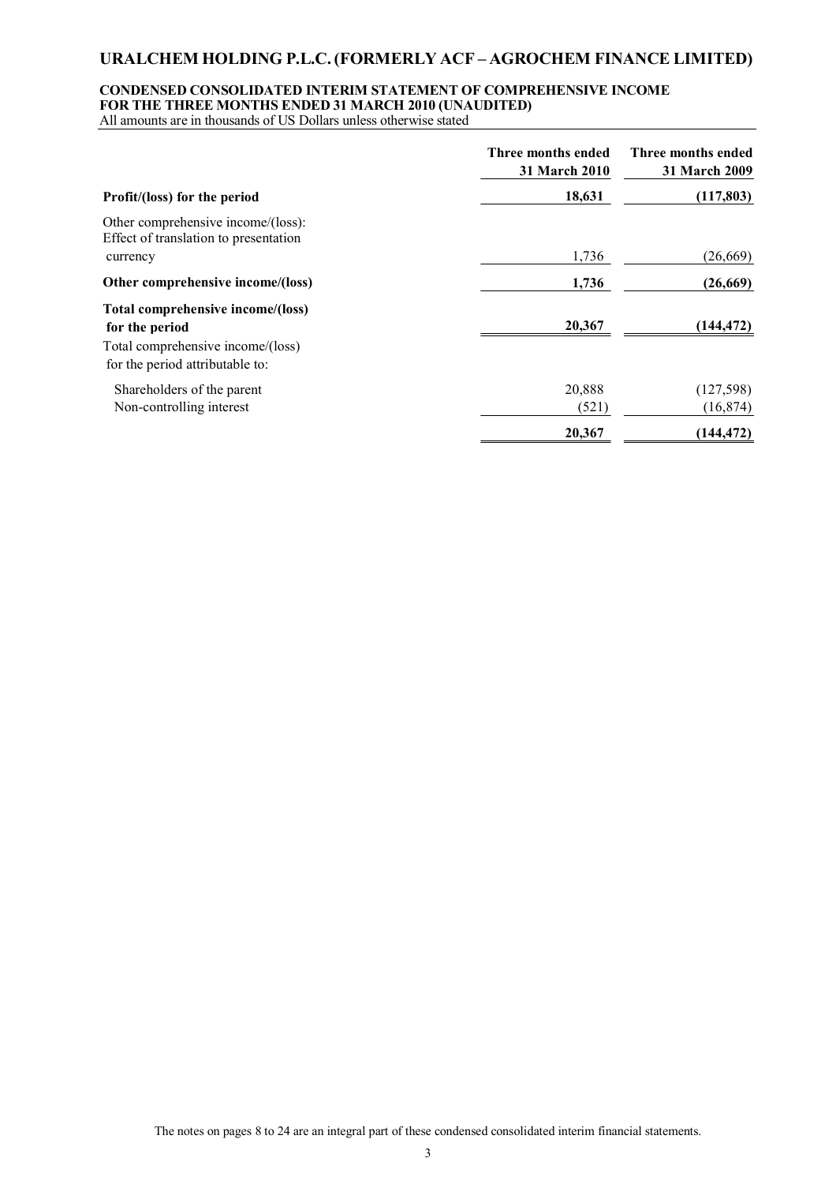# URALCHEM HOLDING P.L.C. (FORMERLY ACF – AGROCHEM FINANCE LIMITED)

## CONDENSED CONSOLIDATED INTERIM STATEMENT OF COMPREHENSIVE INCOME FOR THE THREE MONTHS ENDED 31 MARCH 2010 (UNAUDITED)

All amounts are in thousands of US Dollars unless otherwise stated

| | Three months ended 31 March 2010 | Three months ended 31 March 2009 |
|---|---|---|
| **Profit/(loss) for the period** | **18,631** | **(117,803)** |
| Other comprehensive income/(loss): | | |
| Effect of translation to presentation currency | 1,736 | (26,669) |
| **Other comprehensive income/(loss)** | **1,736** | **(26,669)** |
| **Total comprehensive income/(loss) for the period** | **20,367** | **(144,472)** |
| Total comprehensive income/(loss) for the period attributable to: | | |
| Shareholders of the parent | 20,888 | (127,598) |
| Non-controlling interest | (521) | (16,874) |
| | **20,367** | **(144,472)** |

The notes on pages 8 to 24 are an integral part of these condensed consolidated interim financial statements.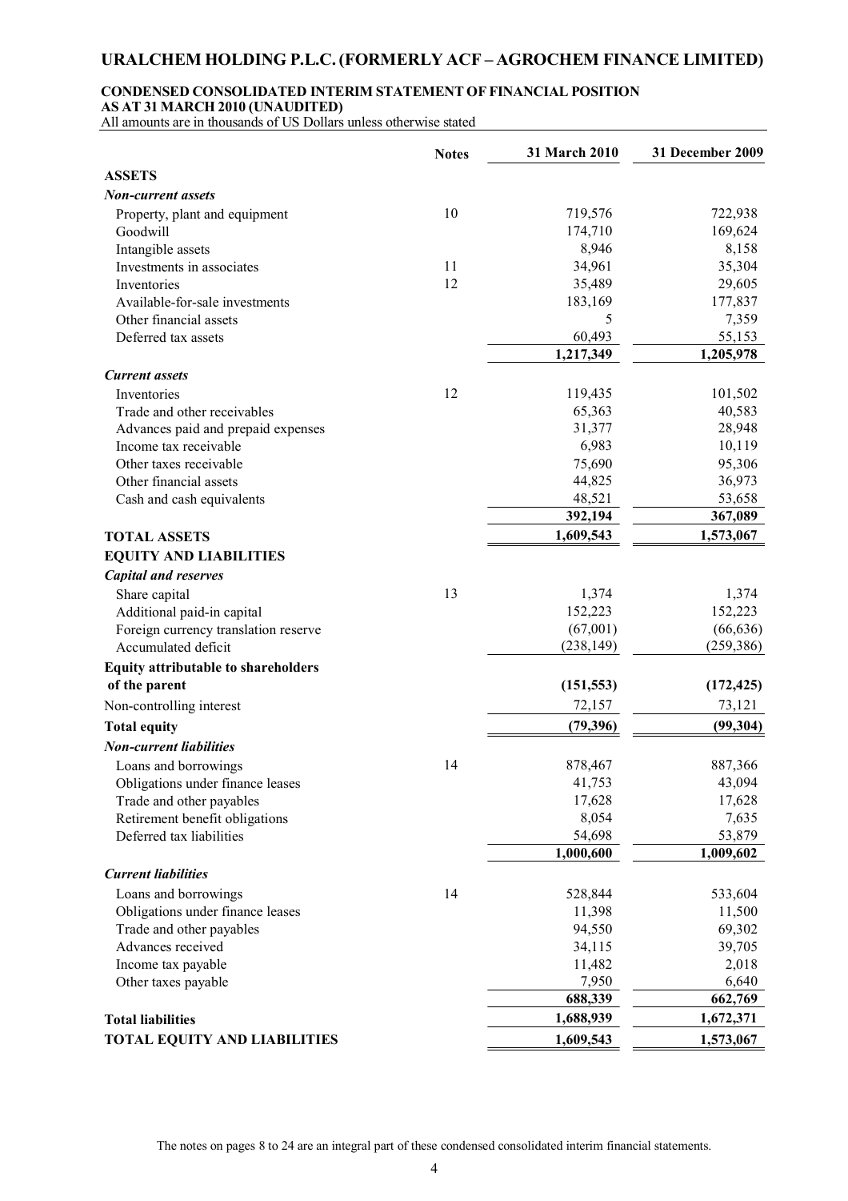# URALCHEM HOLDING P.L.C. (FORMERLY ACF – AGROCHEM FINANCE LIMITED)

**CONDENSED CONSOLIDATED INTERIM STATEMENT OF FINANCIAL POSITION AS AT 31 MARCH 2010 (UNAUDITED)**

All amounts are in thousands of US Dollars unless otherwise stated

| | Notes | 31 March 2010 | 31 December 2009 |
|---|---|---|---|
| **ASSETS** | | | |
| ***Non-current assets*** | | | |
| Property, plant and equipment | 10 | 719,576 | 722,938 |
| Goodwill | | 174,710 | 169,624 |
| Intangible assets | | 8,946 | 8,158 |
| Investments in associates | 11 | 34,961 | 35,304 |
| Inventories | 12 | 35,489 | 29,605 |
| Available-for-sale investments | | 183,169 | 177,837 |
| Other financial assets | | 5 | 7,359 |
| Deferred tax assets | | 60,493 | 55,153 |
| | | **1,217,349** | **1,205,978** |
| ***Current assets*** | | | |
| Inventories | 12 | 119,435 | 101,502 |
| Trade and other receivables | | 65,363 | 40,583 |
| Advances paid and prepaid expenses | | 31,377 | 28,948 |
| Income tax receivable | | 6,983 | 10,119 |
| Other taxes receivable | | 75,690 | 95,306 |
| Other financial assets | | 44,825 | 36,973 |
| Cash and cash equivalents | | 48,521 | 53,658 |
| | | **392,194** | **367,089** |
| **TOTAL ASSETS** | | **1,609,543** | **1,573,067** |
| **EQUITY AND LIABILITIES** | | | |
| ***Capital and reserves*** | | | |
| Share capital | 13 | 1,374 | 1,374 |
| Additional paid-in capital | | 152,223 | 152,223 |
| Foreign currency translation reserve | | (67,001) | (66,636) |
| Accumulated deficit | | (238,149) | (259,386) |
| **Equity attributable to shareholders of the parent** | | **(151,553)** | **(172,425)** |
| Non-controlling interest | | 72,157 | 73,121 |
| **Total equity** | | **(79,396)** | **(99,304)** |
| ***Non-current liabilities*** | | | |
| Loans and borrowings | 14 | 878,467 | 887,366 |
| Obligations under finance leases | | 41,753 | 43,094 |
| Trade and other payables | | 17,628 | 17,628 |
| Retirement benefit obligations | | 8,054 | 7,635 |
| Deferred tax liabilities | | 54,698 | 53,879 |
| | | **1,000,600** | **1,009,602** |
| ***Current liabilities*** | | | |
| Loans and borrowings | 14 | 528,844 | 533,604 |
| Obligations under finance leases | | 11,398 | 11,500 |
| Trade and other payables | | 94,550 | 69,302 |
| Advances received | | 34,115 | 39,705 |
| Income tax payable | | 11,482 | 2,018 |
| Other taxes payable | | 7,950 | 6,640 |
| | | **688,339** | **662,769** |
| **Total liabilities** | | **1,688,939** | **1,672,371** |
| **TOTAL EQUITY AND LIABILITIES** | | **1,609,543** | **1,573,067** |

The notes on pages 8 to 24 are an integral part of these condensed consolidated interim financial statements.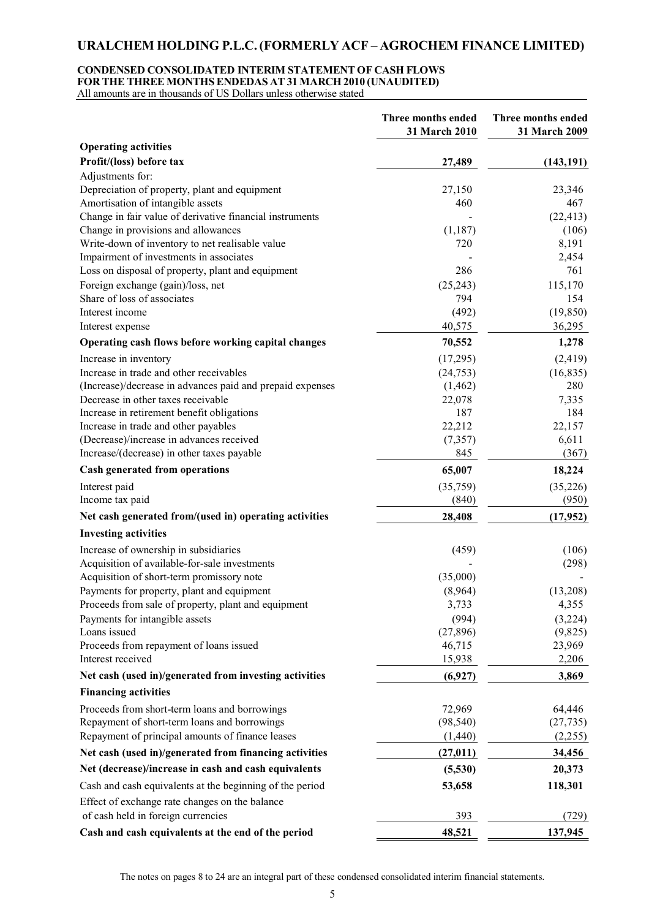# URALCHEM HOLDING P.L.C. (FORMERLY ACF – AGROCHEM FINANCE LIMITED)

**CONDENSED CONSOLIDATED INTERIM STATEMENT OF CASH FLOWS**
**FOR THE THREE MONTHS ENDEDAS AT 31 MARCH 2010 (UNAUDITED)**
All amounts are in thousands of US Dollars unless otherwise stated

| | Three months ended 31 March 2010 | Three months ended 31 March 2009 |
|---|---|---|
| **Operating activities** | | |
| **Profit/(loss) before tax** | **27,489** | **(143,191)** |
| Adjustments for: | | |
| Depreciation of property, plant and equipment | 27,150 | 23,346 |
| Amortisation of intangible assets | 460 | 467 |
| Change in fair value of derivative financial instruments | - | (22,413) |
| Change in provisions and allowances | (1,187) | (106) |
| Write-down of inventory to net realisable value | 720 | 8,191 |
| Impairment of investments in associates | - | 2,454 |
| Loss on disposal of property, plant and equipment | 286 | 761 |
| Foreign exchange (gain)/loss, net | (25,243) | 115,170 |
| Share of loss of associates | 794 | 154 |
| Interest income | (492) | (19,850) |
| Interest expense | 40,575 | 36,295 |
| **Operating cash flows before working capital changes** | **70,552** | **1,278** |
| Increase in inventory | (17,295) | (2,419) |
| Increase in trade and other receivables | (24,753) | (16,835) |
| (Increase)/decrease in advances paid and prepaid expenses | (1,462) | 280 |
| Decrease in other taxes receivable | 22,078 | 7,335 |
| Increase in retirement benefit obligations | 187 | 184 |
| Increase in trade and other payables | 22,212 | 22,157 |
| (Decrease)/increase in advances received | (7,357) | 6,611 |
| Increase/(decrease) in other taxes payable | 845 | (367) |
| **Cash generated from operations** | **65,007** | **18,224** |
| Interest paid | (35,759) | (35,226) |
| Income tax paid | (840) | (950) |
| **Net cash generated from/(used in) operating activities** | **28,408** | **(17,952)** |
| **Investing activities** | | |
| Increase of ownership in subsidiaries | (459) | (106) |
| Acquisition of available-for-sale investments | - | (298) |
| Acquisition of short-term promissory note | (35,000) | - |
| Payments for property, plant and equipment | (8,964) | (13,208) |
| Proceeds from sale of property, plant and equipment | 3,733 | 4,355 |
| Payments for intangible assets | (994) | (3,224) |
| Loans issued | (27,896) | (9,825) |
| Proceeds from repayment of loans issued | 46,715 | 23,969 |
| Interest received | 15,938 | 2,206 |
| **Net cash (used in)/generated from investing activities** | **(6,927)** | **3,869** |
| **Financing activities** | | |
| Proceeds from short-term loans and borrowings | 72,969 | 64,446 |
| Repayment of short-term loans and borrowings | (98,540) | (27,735) |
| Repayment of principal amounts of finance leases | (1,440) | (2,255) |
| **Net cash (used in)/generated from financing activities** | **(27,011)** | **34,456** |
| **Net (decrease)/increase in cash and cash equivalents** | **(5,530)** | **20,373** |
| Cash and cash equivalents at the beginning of the period | **53,658** | **118,301** |
| Effect of exchange rate changes on the balance of cash held in foreign currencies | 393 | (729) |
| **Cash and cash equivalents at the end of the period** | **48,521** | **137,945** |

The notes on pages 8 to 24 are an integral part of these condensed consolidated interim financial statements.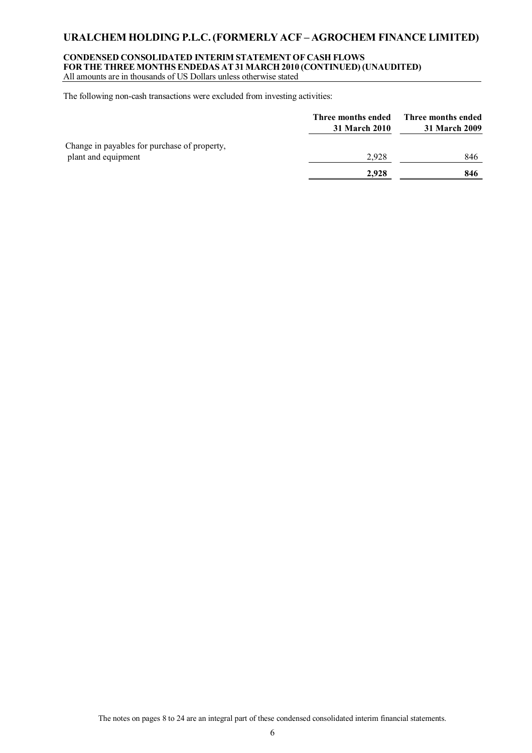# URALCHEM HOLDING P.L.C. (FORMERLY ACF – AGROCHEM FINANCE LIMITED)

**CONDENSED CONSOLIDATED INTERIM STATEMENT OF CASH FLOWS**
**FOR THE THREE MONTHS ENDEDAS AT 31 MARCH 2010 (CONTINUED) (UNAUDITED)**
All amounts are in thousands of US Dollars unless otherwise stated

The following non-cash transactions were excluded from investing activities:

| | Three months ended 31 March 2010 | Three months ended 31 March 2009 |
|---|---|---|
| Change in payables for purchase of property, plant and equipment | 2,928 | 846 |
| | **2,928** | **846** |

The notes on pages 8 to 24 are an integral part of these condensed consolidated interim financial statements.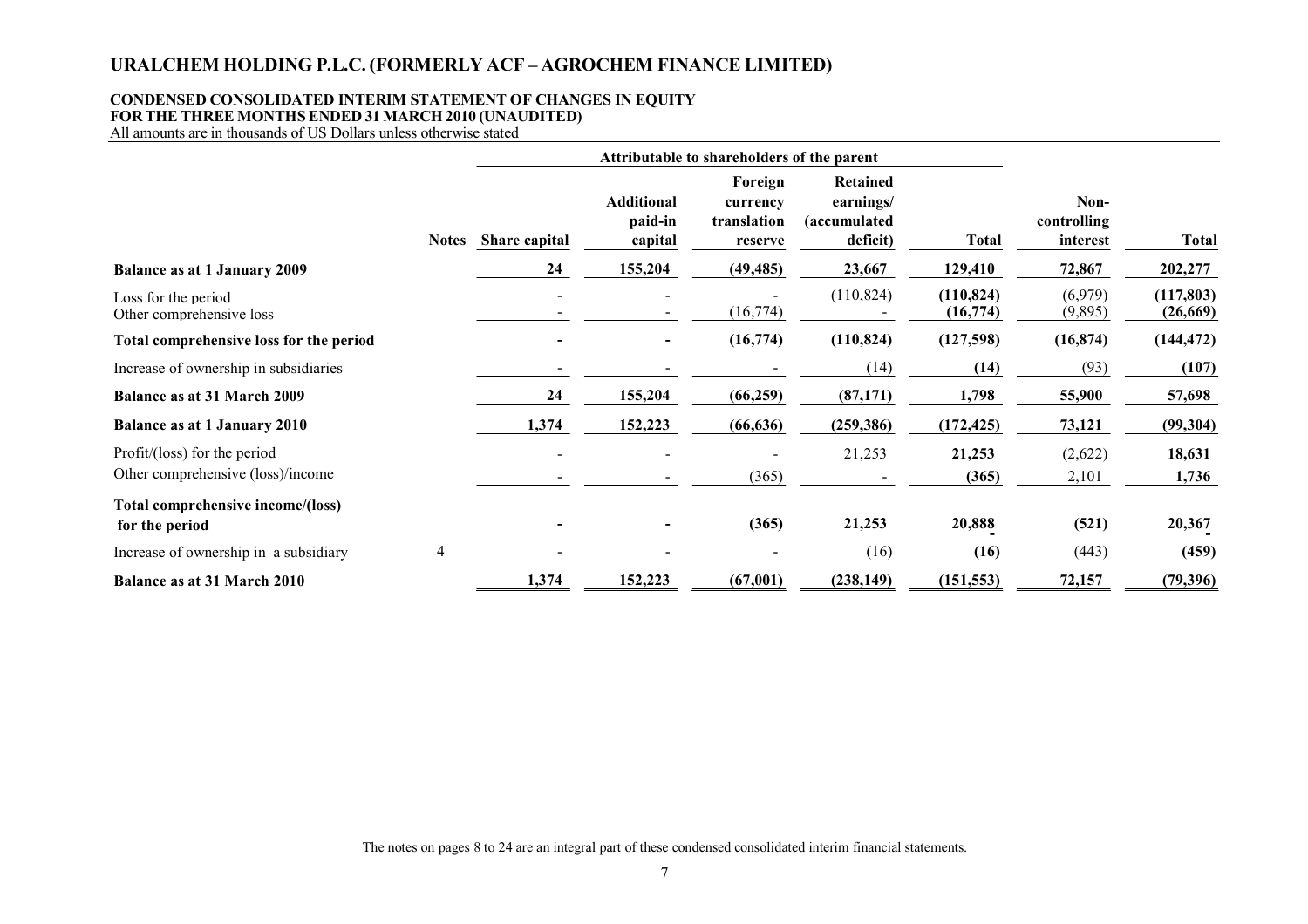# URALCHEM HOLDING P.L.C. (FORMERLY ACF – AGROCHEM FINANCE LIMITED)

## CONDENSED CONSOLIDATED INTERIM STATEMENT OF CHANGES IN EQUITY
## FOR THE THREE MONTHS ENDED 31 MARCH 2010 (UNAUDITED)

All amounts are in thousands of US Dollars unless otherwise stated

| | | Attributable to shareholders of the parent | | | | | | |
|---|---|---|---|---|---|---|---|---|
| | Notes | Share capital | Additional paid-in capital | Foreign currency translation reserve | Retained earnings/ (accumulated deficit) | Total | Non-controlling interest | Total |
| **Balance as at 1 January 2009** | | **24** | **155,204** | **(49,485)** | **23,667** | **129,410** | **72,867** | **202,277** |
| Loss for the period | | - | - | - | (110,824) | **(110,824)** | (6,979) | **(117,803)** |
| Other comprehensive loss | | - | - | (16,774) | - | **(16,774)** | (9,895) | **(26,669)** |
| **Total comprehensive loss for the period** | | **-** | **-** | **(16,774)** | **(110,824)** | **(127,598)** | **(16,874)** | **(144,472)** |
| Increase of ownership in subsidiaries | | - | - | - | (14) | **(14)** | (93) | **(107)** |
| **Balance as at 31 March 2009** | | **24** | **155,204** | **(66,259)** | **(87,171)** | **1,798** | **55,900** | **57,698** |
| **Balance as at 1 January 2010** | | **1,374** | **152,223** | **(66,636)** | **(259,386)** | **(172,425)** | **73,121** | **(99,304)** |
| Profit/(loss) for the period | | - | - | - | 21,253 | **21,253** | (2,622) | **18,631** |
| Other comprehensive (loss)/income | | - | - | (365) | - | **(365)** | 2,101 | **1,736** |
| **Total comprehensive income/(loss) for the period** | | **-** | **-** | **(365)** | **21,253** | **20,888** | **(521)** | **20,367** |
| Increase of ownership in a subsidiary | 4 | - | - | - | (16) | **(16)** | (443) | **(459)** |
| **Balance as at 31 March 2010** | | **1,374** | **152,223** | **(67,001)** | **(238,149)** | **(151,553)** | **72,157** | **(79,396)** |

The notes on pages 8 to 24 are an integral part of these condensed consolidated interim financial statements.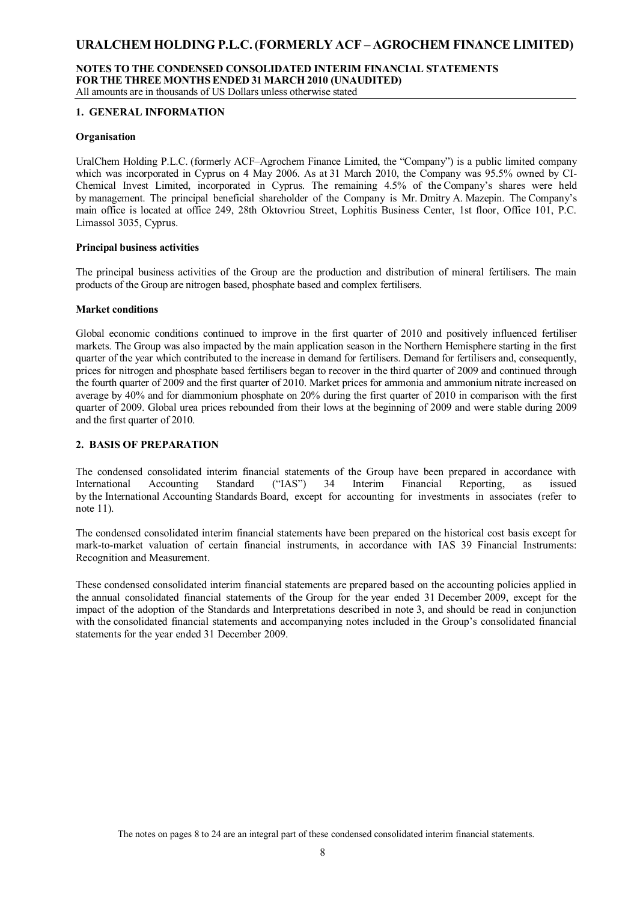## 1. GENERAL INFORMATION

### Organisation

UralChem Holding P.L.C. (formerly ACF–Agrochem Finance Limited, the "Company") is a public limited company which was incorporated in Cyprus on 4 May 2006. As at 31 March 2010, the Company was 95.5% owned by CI-Chemical Invest Limited, incorporated in Cyprus. The remaining 4.5% of the Company's shares were held by management. The principal beneficial shareholder of the Company is Mr. Dmitry A. Mazepin. The Company's main office is located at office 249, 28th Oktovriou Street, Lophitis Business Center, 1st floor, Office 101, P.C. Limassol 3035, Cyprus.

### Principal business activities

The principal business activities of the Group are the production and distribution of mineral fertilisers. The main products of the Group are nitrogen based, phosphate based and complex fertilisers.

### Market conditions

Global economic conditions continued to improve in the first quarter of 2010 and positively influenced fertiliser markets. The Group was also impacted by the main application season in the Northern Hemisphere starting in the first quarter of the year which contributed to the increase in demand for fertilisers. Demand for fertilisers and, consequently, prices for nitrogen and phosphate based fertilisers began to recover in the third quarter of 2009 and continued through the fourth quarter of 2009 and the first quarter of 2010. Market prices for ammonia and ammonium nitrate increased on average by 40% and for diammonium phosphate on 20% during the first quarter of 2010 in comparison with the first quarter of 2009. Global urea prices rebounded from their lows at the beginning of 2009 and were stable during 2009 and the first quarter of 2010.

## 2. BASIS OF PREPARATION

The condensed consolidated interim financial statements of the Group have been prepared in accordance with International Accounting Standard ("IAS") 34 Interim Financial Reporting, as issued by the International Accounting Standards Board, except for accounting for investments in associates (refer to note 11).

The condensed consolidated interim financial statements have been prepared on the historical cost basis except for mark-to-market valuation of certain financial instruments, in accordance with IAS 39 Financial Instruments: Recognition and Measurement.

These condensed consolidated interim financial statements are prepared based on the accounting policies applied in the annual consolidated financial statements of the Group for the year ended 31 December 2009, except for the impact of the adoption of the Standards and Interpretations described in note 3, and should be read in conjunction with the consolidated financial statements and accompanying notes included in the Group's consolidated financial statements for the year ended 31 December 2009.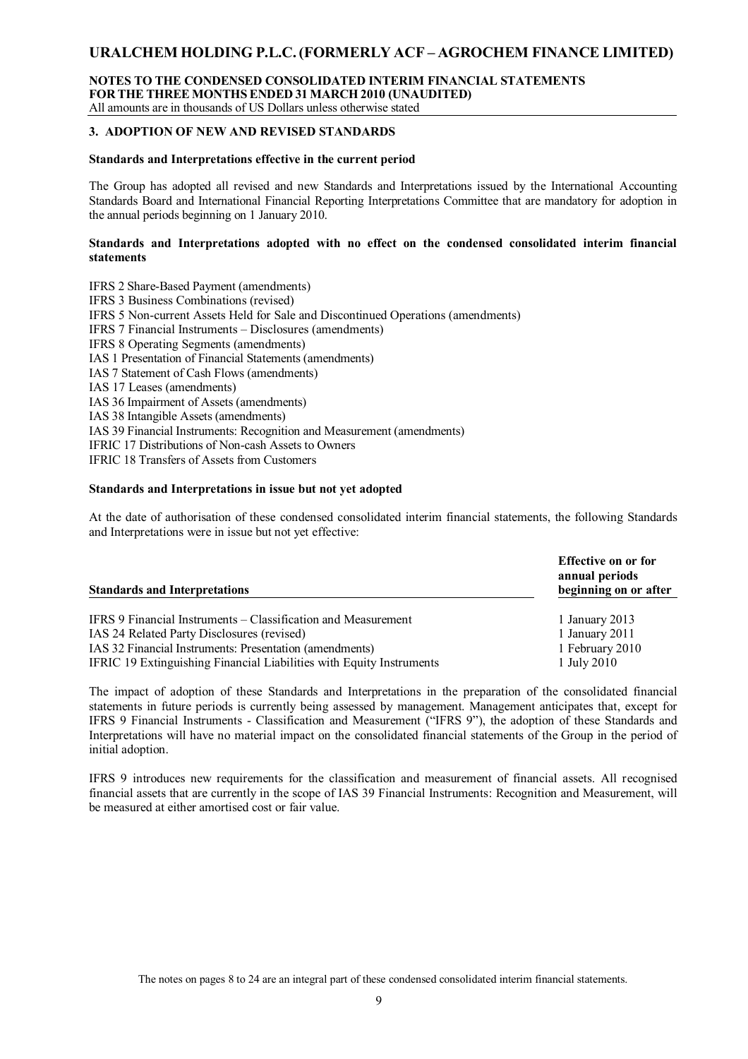## 3. ADOPTION OF NEW AND REVISED STANDARDS

**Standards and Interpretations effective in the current period**

The Group has adopted all revised and new Standards and Interpretations issued by the International Accounting Standards Board and International Financial Reporting Interpretations Committee that are mandatory for adoption in the annual periods beginning on 1 January 2010.

**Standards and Interpretations adopted with no effect on the condensed consolidated interim financial statements**

IFRS 2 Share-Based Payment (amendments)
IFRS 3 Business Combinations (revised)
IFRS 5 Non-current Assets Held for Sale and Discontinued Operations (amendments)
IFRS 7 Financial Instruments – Disclosures (amendments)
IFRS 8 Operating Segments (amendments)
IAS 1 Presentation of Financial Statements (amendments)
IAS 7 Statement of Cash Flows (amendments)
IAS 17 Leases (amendments)
IAS 36 Impairment of Assets (amendments)
IAS 38 Intangible Assets (amendments)
IAS 39 Financial Instruments: Recognition and Measurement (amendments)
IFRIC 17 Distributions of Non-cash Assets to Owners
IFRIC 18 Transfers of Assets from Customers

**Standards and Interpretations in issue but not yet adopted**

At the date of authorisation of these condensed consolidated interim financial statements, the following Standards and Interpretations were in issue but not yet effective:

| Standards and Interpretations | Effective on or for annual periods beginning on or after |
|---|---|
| IFRS 9 Financial Instruments – Classification and Measurement | 1 January 2013 |
| IAS 24 Related Party Disclosures (revised) | 1 January 2011 |
| IAS 32 Financial Instruments: Presentation (amendments) | 1 February 2010 |
| IFRIC 19 Extinguishing Financial Liabilities with Equity Instruments | 1 July 2010 |

The impact of adoption of these Standards and Interpretations in the preparation of the consolidated financial statements in future periods is currently being assessed by management. Management anticipates that, except for IFRS 9 Financial Instruments - Classification and Measurement ("IFRS 9"), the adoption of these Standards and Interpretations will have no material impact on the consolidated financial statements of the Group in the period of initial adoption.

IFRS 9 introduces new requirements for the classification and measurement of financial assets. All recognised financial assets that are currently in the scope of IAS 39 Financial Instruments: Recognition and Measurement, will be measured at either amortised cost or fair value.

The notes on pages 8 to 24 are an integral part of these condensed consolidated interim financial statements.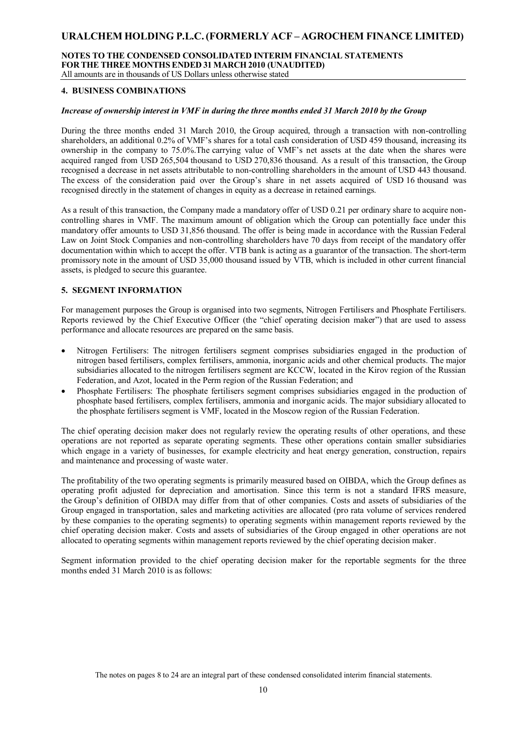## 4. BUSINESS COMBINATIONS

***Increase of ownership interest in VMF in during the three months ended 31 March 2010 by the Group***

During the three months ended 31 March 2010, the Group acquired, through a transaction with non-controlling shareholders, an additional 0.2% of VMF's shares for a total cash consideration of USD 459 thousand, increasing its ownership in the company to 75.0%.The carrying value of VMF's net assets at the date when the shares were acquired ranged from USD 265,504 thousand to USD 270,836 thousand. As a result of this transaction, the Group recognised a decrease in net assets attributable to non-controlling shareholders in the amount of USD 443 thousand. The excess of the consideration paid over the Group's share in net assets acquired of USD 16 thousand was recognised directly in the statement of changes in equity as a decrease in retained earnings.

As a result of this transaction, the Company made a mandatory offer of USD 0.21 per ordinary share to acquire non-controlling shares in VMF. The maximum amount of obligation which the Group can potentially face under this mandatory offer amounts to USD 31,856 thousand. The offer is being made in accordance with the Russian Federal Law on Joint Stock Companies and non-controlling shareholders have 70 days from receipt of the mandatory offer documentation within which to accept the offer. VTB bank is acting as a guarantor of the transaction. The short-term promissory note in the amount of USD 35,000 thousand issued by VTB, which is included in other current financial assets, is pledged to secure this guarantee.

## 5. SEGMENT INFORMATION

For management purposes the Group is organised into two segments, Nitrogen Fertilisers and Phosphate Fertilisers. Reports reviewed by the Chief Executive Officer (the "chief operating decision maker") that are used to assess performance and allocate resources are prepared on the same basis.

- Nitrogen Fertilisers: The nitrogen fertilisers segment comprises subsidiaries engaged in the production of nitrogen based fertilisers, complex fertilisers, ammonia, inorganic acids and other chemical products. The major subsidiaries allocated to the nitrogen fertilisers segment are KCCW, located in the Kirov region of the Russian Federation, and Azot, located in the Perm region of the Russian Federation; and
- Phosphate Fertilisers: The phosphate fertilisers segment comprises subsidiaries engaged in the production of phosphate based fertilisers, complex fertilisers, ammonia and inorganic acids. The major subsidiary allocated to the phosphate fertilisers segment is VMF, located in the Moscow region of the Russian Federation.

The chief operating decision maker does not regularly review the operating results of other operations, and these operations are not reported as separate operating segments. These other operations contain smaller subsidiaries which engage in a variety of businesses, for example electricity and heat energy generation, construction, repairs and maintenance and processing of waste water.

The profitability of the two operating segments is primarily measured based on OIBDA, which the Group defines as operating profit adjusted for depreciation and amortisation. Since this term is not a standard IFRS measure, the Group's definition of OIBDA may differ from that of other companies. Costs and assets of subsidiaries of the Group engaged in transportation, sales and marketing activities are allocated (pro rata volume of services rendered by these companies to the operating segments) to operating segments within management reports reviewed by the chief operating decision maker. Costs and assets of subsidiaries of the Group engaged in other operations are not allocated to operating segments within management reports reviewed by the chief operating decision maker.

Segment information provided to the chief operating decision maker for the reportable segments for the three months ended 31 March 2010 is as follows: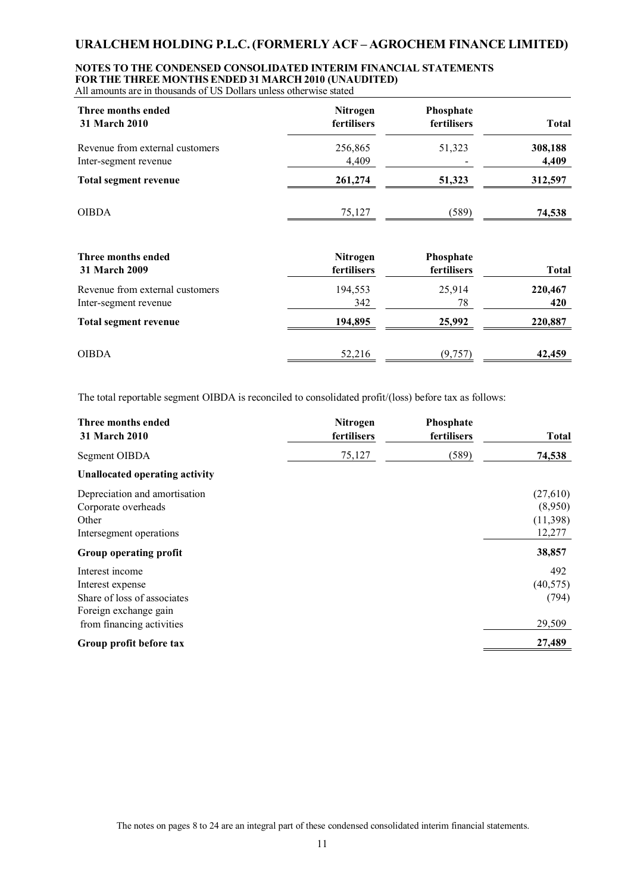# URALCHEM HOLDING P.L.C. (FORMERLY ACF – AGROCHEM FINANCE LIMITED)

## NOTES TO THE CONDENSED CONSOLIDATED INTERIM FINANCIAL STATEMENTS FOR THE THREE MONTHS ENDED 31 MARCH 2010 (UNAUDITED)

All amounts are in thousands of US Dollars unless otherwise stated

| Three months ended 31 March 2010 | Nitrogen fertilisers | Phosphate fertilisers | Total |
|---|---|---|---|
| Revenue from external customers | 256,865 | 51,323 | **308,188** |
| Inter-segment revenue | 4,409 | - | **4,409** |
| **Total segment revenue** | **261,274** | **51,323** | **312,597** |
| OIBDA | 75,127 | (589) | **74,538** |

| Three months ended 31 March 2009 | Nitrogen fertilisers | Phosphate fertilisers | Total |
|---|---|---|---|
| Revenue from external customers | 194,553 | 25,914 | **220,467** |
| Inter-segment revenue | 342 | 78 | **420** |
| **Total segment revenue** | **194,895** | **25,992** | **220,887** |
| OIBDA | 52,216 | (9,757) | **42,459** |

The total reportable segment OIBDA is reconciled to consolidated profit/(loss) before tax as follows:

| Three months ended 31 March 2010 | Nitrogen fertilisers | Phosphate fertilisers | Total |
|---|---|---|---|
| Segment OIBDA | 75,127 | (589) | **74,538** |
| **Unallocated operating activity** | | | |
| Depreciation and amortisation | | | (27,610) |
| Corporate overheads | | | (8,950) |
| Other | | | (11,398) |
| Intersegment operations | | | 12,277 |
| **Group operating profit** | | | **38,857** |
| Interest income | | | 492 |
| Interest expense | | | (40,575) |
| Share of loss of associates | | | (794) |
| Foreign exchange gain from financing activities | | | 29,509 |
| **Group profit before tax** | | | **27,489** |

The notes on pages 8 to 24 are an integral part of these condensed consolidated interim financial statements.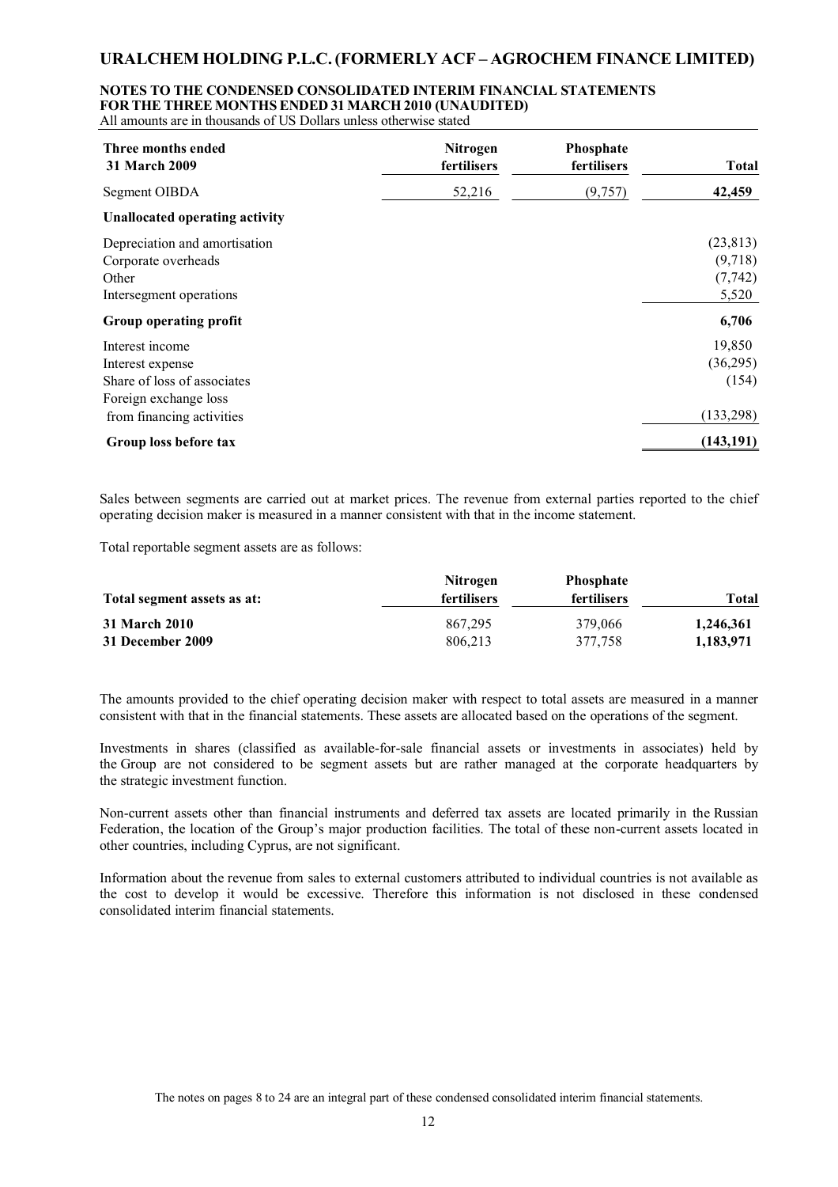| Three months ended 31 March 2009 | Nitrogen fertilisers | Phosphate fertilisers | Total |
|---|---|---|---|
| Segment OIBDA | 52,216 | (9,757) | **42,459** |
| **Unallocated operating activity** | | | |
| Depreciation and amortisation | | | (23,813) |
| Corporate overheads | | | (9,718) |
| Other | | | (7,742) |
| Intersegment operations | | | 5,520 |
| **Group operating profit** | | | **6,706** |
| Interest income | | | 19,850 |
| Interest expense | | | (36,295) |
| Share of loss of associates | | | (154) |
| Foreign exchange loss from financing activities | | | (133,298) |
| **Group loss before tax** | | | **(143,191)** |

Sales between segments are carried out at market prices. The revenue from external parties reported to the chief operating decision maker is measured in a manner consistent with that in the income statement.

Total reportable segment assets are as follows:

| Total segment assets as at: | Nitrogen fertilisers | Phosphate fertilisers | Total |
|---|---|---|---|
| **31 March 2010** | 867,295 | 379,066 | **1,246,361** |
| **31 December 2009** | 806,213 | 377,758 | **1,183,971** |

The amounts provided to the chief operating decision maker with respect to total assets are measured in a manner consistent with that in the financial statements. These assets are allocated based on the operations of the segment.

Investments in shares (classified as available-for-sale financial assets or investments in associates) held by the Group are not considered to be segment assets but are rather managed at the corporate headquarters by the strategic investment function.

Non-current assets other than financial instruments and deferred tax assets are located primarily in the Russian Federation, the location of the Group's major production facilities. The total of these non-current assets located in other countries, including Cyprus, are not significant.

Information about the revenue from sales to external customers attributed to individual countries is not available as the cost to develop it would be excessive. Therefore this information is not disclosed in these condensed consolidated interim financial statements.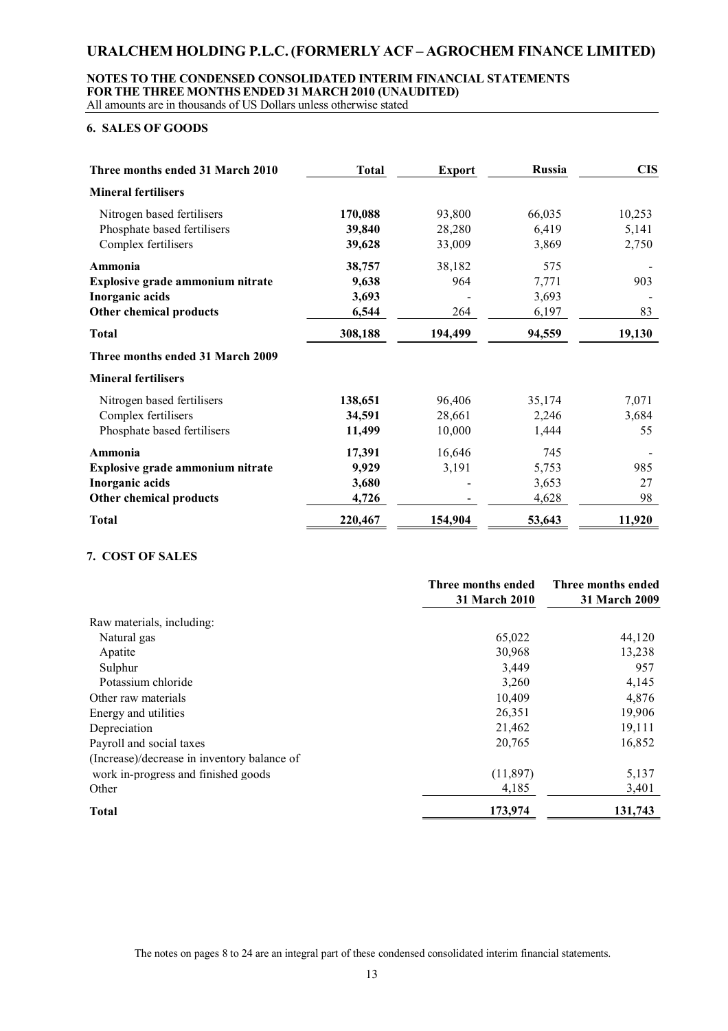### 6. SALES OF GOODS

| Three months ended 31 March 2010 | Total | Export | Russia | CIS |
|---|---|---|---|---|
| **Mineral fertilisers** | | | | |
| Nitrogen based fertilisers | **170,088** | 93,800 | 66,035 | 10,253 |
| Phosphate based fertilisers | **39,840** | 28,280 | 6,419 | 5,141 |
| Complex fertilisers | **39,628** | 33,009 | 3,869 | 2,750 |
| **Ammonia** | **38,757** | 38,182 | 575 | - |
| **Explosive grade ammonium nitrate** | **9,638** | 964 | 7,771 | 903 |
| **Inorganic acids** | **3,693** | - | 3,693 | - |
| **Other chemical products** | **6,544** | 264 | 6,197 | 83 |
| **Total** | **308,188** | **194,499** | **94,559** | **19,130** |
| **Three months ended 31 March 2009** | | | | |
| **Mineral fertilisers** | | | | |
| Nitrogen based fertilisers | **138,651** | 96,406 | 35,174 | 7,071 |
| Complex fertilisers | **34,591** | 28,661 | 2,246 | 3,684 |
| Phosphate based fertilisers | **11,499** | 10,000 | 1,444 | 55 |
| **Ammonia** | **17,391** | 16,646 | 745 | - |
| **Explosive grade ammonium nitrate** | **9,929** | 3,191 | 5,753 | 985 |
| **Inorganic acids** | **3,680** | - | 3,653 | 27 |
| **Other chemical products** | **4,726** | - | 4,628 | 98 |
| **Total** | **220,467** | **154,904** | **53,643** | **11,920** |

### 7. COST OF SALES

| | Three months ended 31 March 2010 | Three months ended 31 March 2009 |
|---|---|---|
| Raw materials, including: | | |
| Natural gas | 65,022 | 44,120 |
| Apatite | 30,968 | 13,238 |
| Sulphur | 3,449 | 957 |
| Potassium chloride | 3,260 | 4,145 |
| Other raw materials | 10,409 | 4,876 |
| Energy and utilities | 26,351 | 19,906 |
| Depreciation | 21,462 | 19,111 |
| Payroll and social taxes | 20,765 | 16,852 |
| (Increase)/decrease in inventory balance of work in-progress and finished goods | (11,897) | 5,137 |
| Other | 4,185 | 3,401 |
| **Total** | **173,974** | **131,743** |

The notes on pages 8 to 24 are an integral part of these condensed consolidated interim financial statements.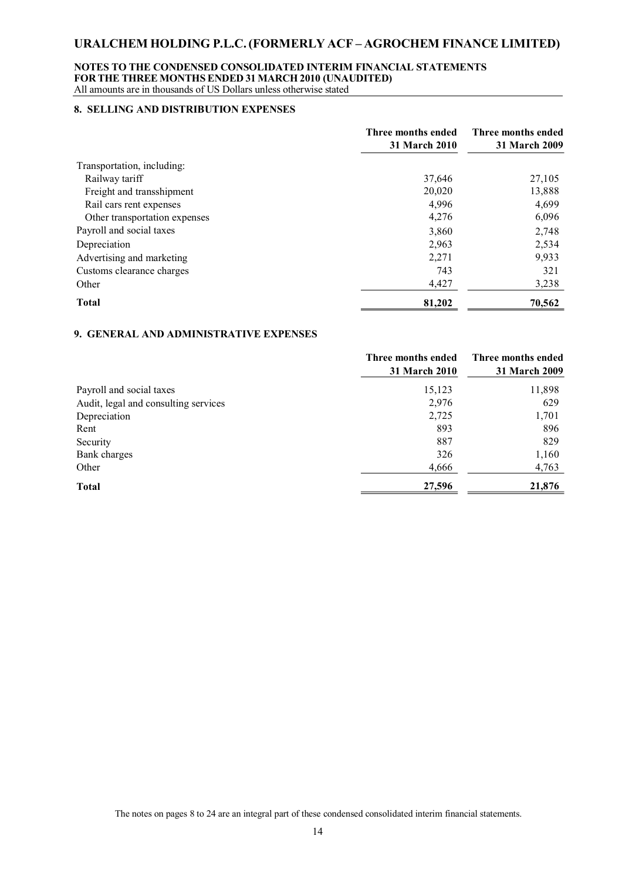## 8. SELLING AND DISTRIBUTION EXPENSES

| | Three months ended 31 March 2010 | Three months ended 31 March 2009 |
|---|---|---|
| Transportation, including: | | |
| Railway tariff | 37,646 | 27,105 |
| Freight and transshipment | 20,020 | 13,888 |
| Rail cars rent expenses | 4,996 | 4,699 |
| Other transportation expenses | 4,276 | 6,096 |
| Payroll and social taxes | 3,860 | 2,748 |
| Depreciation | 2,963 | 2,534 |
| Advertising and marketing | 2,271 | 9,933 |
| Customs clearance charges | 743 | 321 |
| Other | 4,427 | 3,238 |
| **Total** | **81,202** | **70,562** |

## 9. GENERAL AND ADMINISTRATIVE EXPENSES

| | Three months ended 31 March 2010 | Three months ended 31 March 2009 |
|---|---|---|
| Payroll and social taxes | 15,123 | 11,898 |
| Audit, legal and consulting services | 2,976 | 629 |
| Depreciation | 2,725 | 1,701 |
| Rent | 893 | 896 |
| Security | 887 | 829 |
| Bank charges | 326 | 1,160 |
| Other | 4,666 | 4,763 |
| **Total** | **27,596** | **21,876** |

The notes on pages 8 to 24 are an integral part of these condensed consolidated interim financial statements.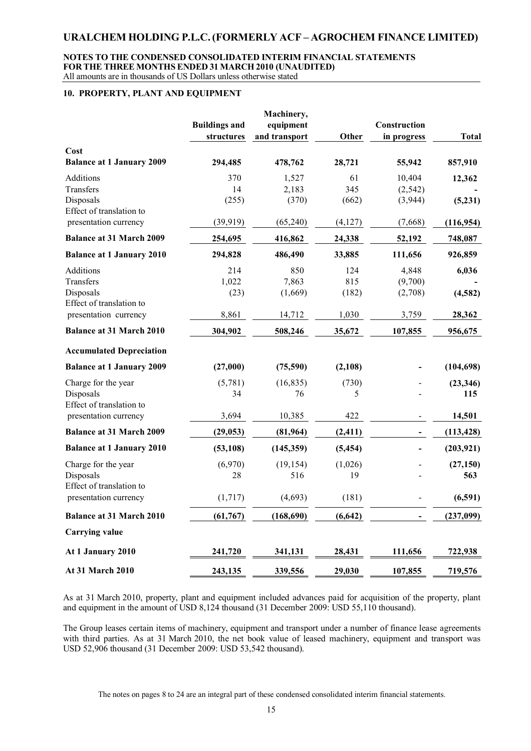## 10. PROPERTY, PLANT AND EQUIPMENT

| | Buildings and structures | Machinery, equipment and transport | Other | Construction in progress | Total |
|---|---|---|---|---|---|
| **Cost** | | | | | |
| **Balance at 1 January 2009** | **294,485** | **478,762** | **28,721** | **55,942** | **857,910** |
| Additions | 370 | 1,527 | 61 | 10,404 | **12,362** |
| Transfers | 14 | 2,183 | 345 | (2,542) | **-** |
| Disposals | (255) | (370) | (662) | (3,944) | **(5,231)** |
| Effect of translation to presentation currency | (39,919) | (65,240) | (4,127) | (7,668) | **(116,954)** |
| **Balance at 31 March 2009** | **254,695** | **416,862** | **24,338** | **52,192** | **748,087** |
| **Balance at 1 January 2010** | **294,828** | **486,490** | **33,885** | **111,656** | **926,859** |
| Additions | 214 | 850 | 124 | 4,848 | **6,036** |
| Transfers | 1,022 | 7,863 | 815 | (9,700) | **-** |
| Disposals | (23) | (1,669) | (182) | (2,708) | **(4,582)** |
| Effect of translation to presentation currency | 8,861 | 14,712 | 1,030 | 3,759 | **28,362** |
| **Balance at 31 March 2010** | **304,902** | **508,246** | **35,672** | **107,855** | **956,675** |
| **Accumulated Depreciation** | | | | | |
| **Balance at 1 January 2009** | **(27,000)** | **(75,590)** | **(2,108)** | **-** | **(104,698)** |
| Charge for the year | (5,781) | (16,835) | (730) | - | **(23,346)** |
| Disposals | 34 | 76 | 5 | - | **115** |
| Effect of translation to presentation currency | 3,694 | 10,385 | 422 | - | **14,501** |
| **Balance at 31 March 2009** | **(29,053)** | **(81,964)** | **(2,411)** | **-** | **(113,428)** |
| **Balance at 1 January 2010** | **(53,108)** | **(145,359)** | **(5,454)** | **-** | **(203,921)** |
| Charge for the year | (6,970) | (19,154) | (1,026) | - | **(27,150)** |
| Disposals | 28 | 516 | 19 | - | **563** |
| Effect of translation to presentation currency | (1,717) | (4,693) | (181) | - | **(6,591)** |
| **Balance at 31 March 2010** | **(61,767)** | **(168,690)** | **(6,642)** | **-** | **(237,099)** |
| **Carrying value** | | | | | |
| **At 1 January 2010** | **241,720** | **341,131** | **28,431** | **111,656** | **722,938** |
| **At 31 March 2010** | **243,135** | **339,556** | **29,030** | **107,855** | **719,576** |

As at 31 March 2010, property, plant and equipment included advances paid for acquisition of the property, plant and equipment in the amount of USD 8,124 thousand (31 December 2009: USD 55,110 thousand).

The Group leases certain items of machinery, equipment and transport under a number of finance lease agreements with third parties. As at 31 March 2010, the net book value of leased machinery, equipment and transport was USD 52,906 thousand (31 December 2009: USD 53,542 thousand).

The notes on pages 8 to 24 are an integral part of these condensed consolidated interim financial statements.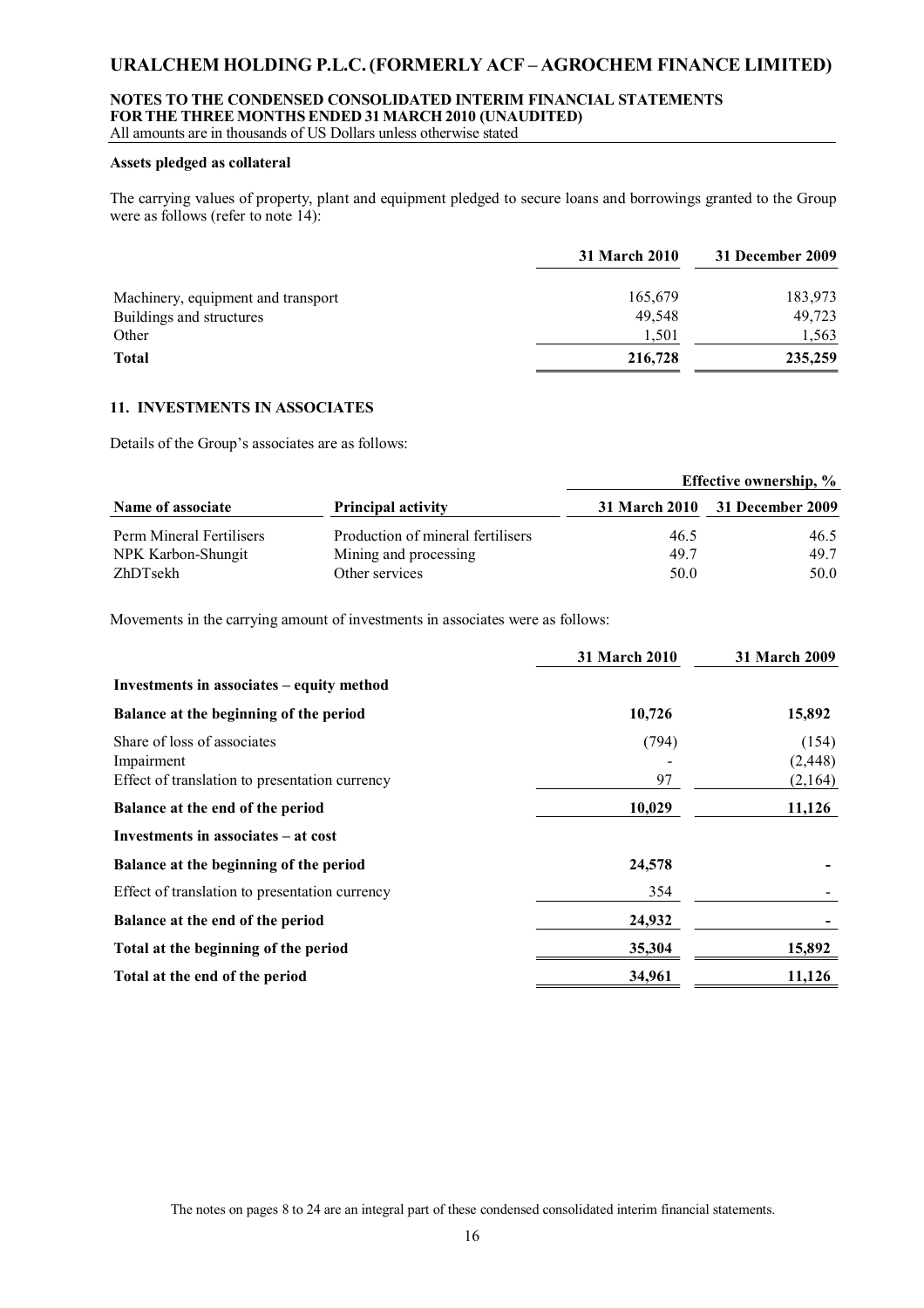**Assets pledged as collateral**

The carrying values of property, plant and equipment pledged to secure loans and borrowings granted to the Group were as follows (refer to note 14):

| | 31 March 2010 | 31 December 2009 |
|---|---|---|
| Machinery, equipment and transport | 165,679 | 183,973 |
| Buildings and structures | 49,548 | 49,723 |
| Other | 1,501 | 1,563 |
| **Total** | **216,728** | **235,259** |

## 11. INVESTMENTS IN ASSOCIATES

Details of the Group's associates are as follows:

| | | Effective ownership, % | |
|---|---|---|---|
| **Name of associate** | **Principal activity** | **31 March 2010** | **31 December 2009** |
| Perm Mineral Fertilisers | Production of mineral fertilisers | 46.5 | 46.5 |
| NPK Karbon-Shungit | Mining and processing | 49.7 | 49.7 |
| ZhDTsekh | Other services | 50.0 | 50.0 |

Movements in the carrying amount of investments in associates were as follows:

| | 31 March 2010 | 31 March 2009 |
|---|---|---|
| **Investments in associates – equity method** | | |
| **Balance at the beginning of the period** | **10,726** | **15,892** |
| Share of loss of associates | (794) | (154) |
| Impairment | - | (2,448) |
| Effect of translation to presentation currency | 97 | (2,164) |
| **Balance at the end of the period** | **10,029** | **11,126** |
| **Investments in associates – at cost** | | |
| **Balance at the beginning of the period** | **24,578** | **-** |
| Effect of translation to presentation currency | 354 | - |
| **Balance at the end of the period** | **24,932** | **-** |
| **Total at the beginning of the period** | **35,304** | **15,892** |
| **Total at the end of the period** | **34,961** | **11,126** |

The notes on pages 8 to 24 are an integral part of these condensed consolidated interim financial statements.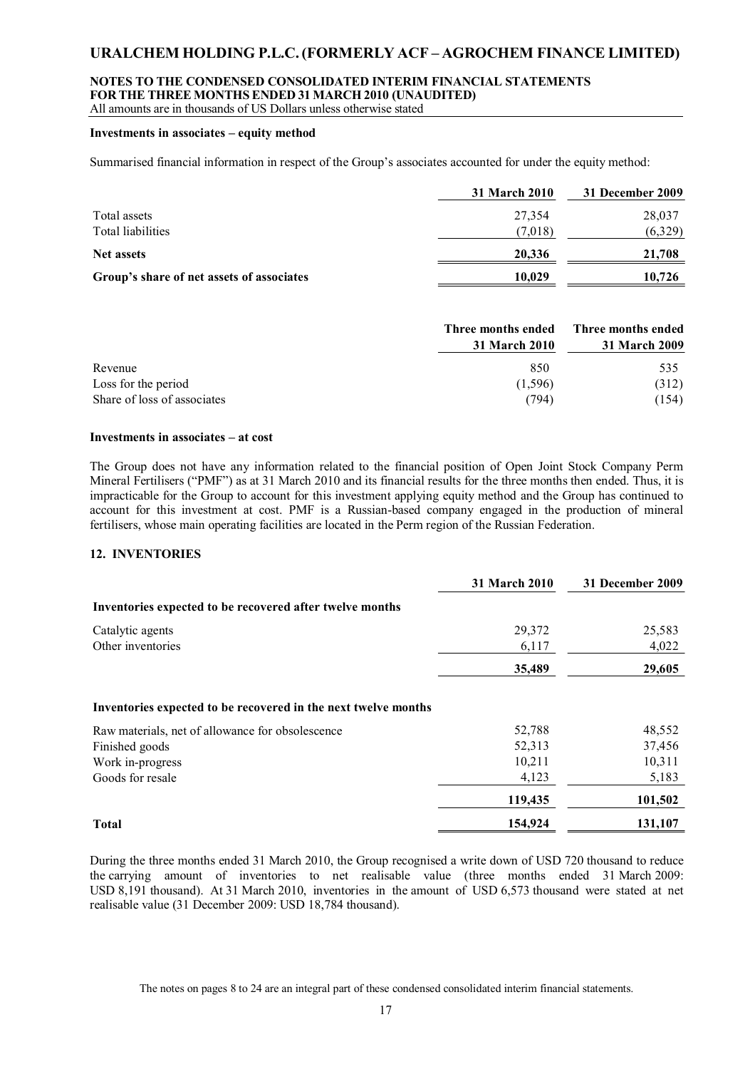#### Investments in associates – equity method

Summarised financial information in respect of the Group's associates accounted for under the equity method:

| | 31 March 2010 | 31 December 2009 |
|---|---|---|
| Total assets | 27,354 | 28,037 |
| Total liabilities | (7,018) | (6,329) |
| **Net assets** | **20,336** | **21,708** |
| **Group's share of net assets of associates** | **10,029** | **10,726** |

| | Three months ended 31 March 2010 | Three months ended 31 March 2009 |
|---|---|---|
| Revenue | 850 | 535 |
| Loss for the period | (1,596) | (312) |
| Share of loss of associates | (794) | (154) |

#### Investments in associates – at cost

The Group does not have any information related to the financial position of Open Joint Stock Company Perm Mineral Fertilisers ("PMF") as at 31 March 2010 and its financial results for the three months then ended. Thus, it is impracticable for the Group to account for this investment applying equity method and the Group has continued to account for this investment at cost. PMF is a Russian-based company engaged in the production of mineral fertilisers, whose main operating facilities are located in the Perm region of the Russian Federation.

## 12. INVENTORIES

| | 31 March 2010 | 31 December 2009 |
|---|---|---|
| **Inventories expected to be recovered after twelve months** | | |
| Catalytic agents | 29,372 | 25,583 |
| Other inventories | 6,117 | 4,022 |
| | **35,489** | **29,605** |
| **Inventories expected to be recovered in the next twelve months** | | |
| Raw materials, net of allowance for obsolescence | 52,788 | 48,552 |
| Finished goods | 52,313 | 37,456 |
| Work in-progress | 10,211 | 10,311 |
| Goods for resale | 4,123 | 5,183 |
| | **119,435** | **101,502** |
| **Total** | **154,924** | **131,107** |

During the three months ended 31 March 2010, the Group recognised a write down of USD 720 thousand to reduce the carrying amount of inventories to net realisable value (three months ended 31 March 2009: USD 8,191 thousand). At 31 March 2010, inventories in the amount of USD 6,573 thousand were stated at net realisable value (31 December 2009: USD 18,784 thousand).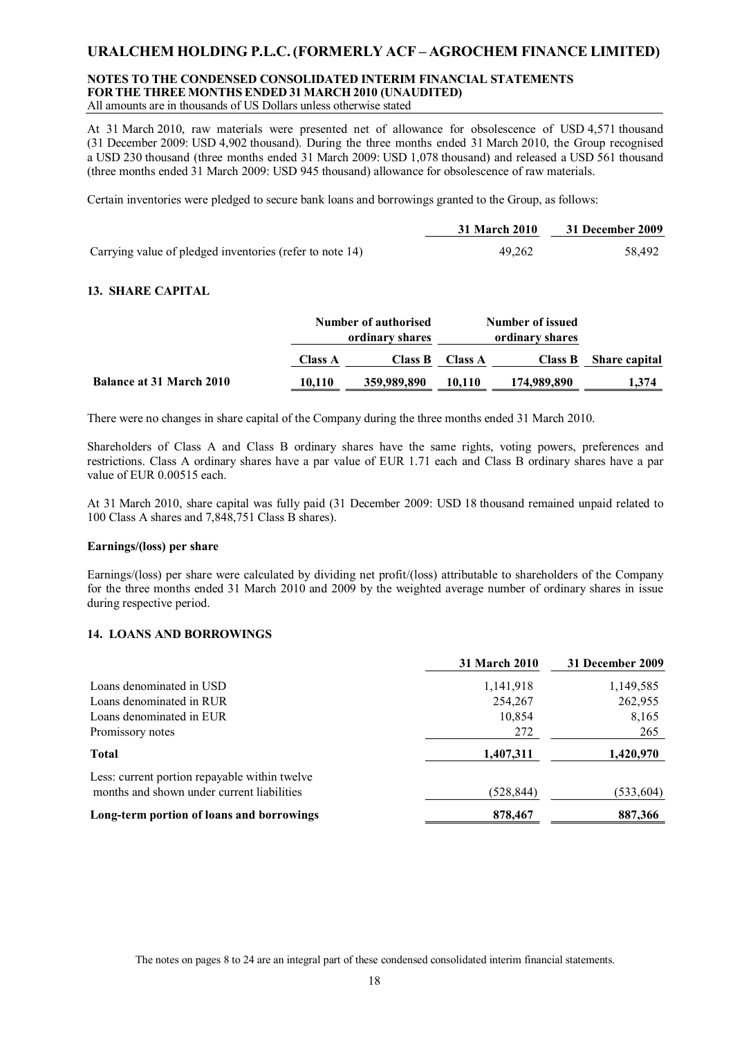At 31 March 2010, raw materials were presented net of allowance for obsolescence of USD 4,571 thousand (31 December 2009: USD 4,902 thousand). During the three months ended 31 March 2010, the Group recognised a USD 230 thousand (three months ended 31 March 2009: USD 1,078 thousand) and released a USD 561 thousand (three months ended 31 March 2009: USD 945 thousand) allowance for obsolescence of raw materials.

Certain inventories were pledged to secure bank loans and borrowings granted to the Group, as follows:

| | 31 March 2010 | 31 December 2009 |
|---|---|---|
| Carrying value of pledged inventories (refer to note 14) | 49,262 | 58,492 |

## 13. SHARE CAPITAL

| | Number of authorised ordinary shares | | Number of issued ordinary shares | | |
|---|---|---|---|---|---|
| | Class A | Class B | Class A | Class B | Share capital |
| **Balance at 31 March 2010** | 10,110 | 359,989,890 | 10,110 | 174,989,890 | 1,374 |

There were no changes in share capital of the Company during the three months ended 31 March 2010.

Shareholders of Class A and Class B ordinary shares have the same rights, voting powers, preferences and restrictions. Class A ordinary shares have a par value of EUR 1.71 each and Class B ordinary shares have a par value of EUR 0.00515 each.

At 31 March 2010, share capital was fully paid (31 December 2009: USD 18 thousand remained unpaid related to 100 Class A shares and 7,848,751 Class B shares).

### Earnings/(loss) per share

Earnings/(loss) per share were calculated by dividing net profit/(loss) attributable to shareholders of the Company for the three months ended 31 March 2010 and 2009 by the weighted average number of ordinary shares in issue during respective period.

## 14. LOANS AND BORROWINGS

| | 31 March 2010 | 31 December 2009 |
|---|---|---|
| Loans denominated in USD | 1,141,918 | 1,149,585 |
| Loans denominated in RUR | 254,267 | 262,955 |
| Loans denominated in EUR | 10,854 | 8,165 |
| Promissory notes | 272 | 265 |
| **Total** | **1,407,311** | **1,420,970** |
| Less: current portion repayable within twelve months and shown under current liabilities | (528,844) | (533,604) |
| **Long-term portion of loans and borrowings** | **878,467** | **887,366** |

The notes on pages 8 to 24 are an integral part of these condensed consolidated interim financial statements.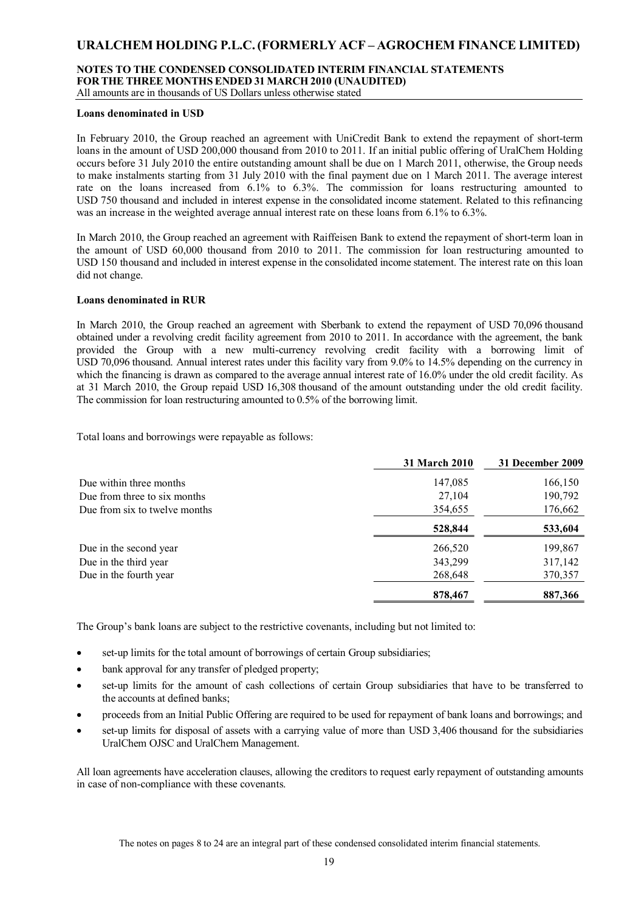**Loans denominated in USD**

In February 2010, the Group reached an agreement with UniCredit Bank to extend the repayment of short-term loans in the amount of USD 200,000 thousand from 2010 to 2011. If an initial public offering of UralChem Holding occurs before 31 July 2010 the entire outstanding amount shall be due on 1 March 2011, otherwise, the Group needs to make instalments starting from 31 July 2010 with the final payment due on 1 March 2011. The average interest rate on the loans increased from 6.1% to 6.3%. The commission for loans restructuring amounted to USD 750 thousand and included in interest expense in the consolidated income statement. Related to this refinancing was an increase in the weighted average annual interest rate on these loans from 6.1% to 6.3%.

In March 2010, the Group reached an agreement with Raiffeisen Bank to extend the repayment of short-term loan in the amount of USD 60,000 thousand from 2010 to 2011. The commission for loan restructuring amounted to USD 150 thousand and included in interest expense in the consolidated income statement. The interest rate on this loan did not change.

**Loans denominated in RUR**

In March 2010, the Group reached an agreement with Sberbank to extend the repayment of USD 70,096 thousand obtained under a revolving credit facility agreement from 2010 to 2011. In accordance with the agreement, the bank provided the Group with a new multi-currency revolving credit facility with a borrowing limit of USD 70,096 thousand. Annual interest rates under this facility vary from 9.0% to 14.5% depending on the currency in which the financing is drawn as compared to the average annual interest rate of 16.0% under the old credit facility. As at 31 March 2010, the Group repaid USD 16,308 thousand of the amount outstanding under the old credit facility. The commission for loan restructuring amounted to 0.5% of the borrowing limit.

Total loans and borrowings were repayable as follows:

| | 31 March 2010 | 31 December 2009 |
|---|---|---|
| Due within three months | 147,085 | 166,150 |
| Due from three to six months | 27,104 | 190,792 |
| Due from six to twelve months | 354,655 | 176,662 |
| | **528,844** | **533,604** |
| Due in the second year | 266,520 | 199,867 |
| Due in the third year | 343,299 | 317,142 |
| Due in the fourth year | 268,648 | 370,357 |
| | **878,467** | **887,366** |

The Group's bank loans are subject to the restrictive covenants, including but not limited to:

- set-up limits for the total amount of borrowings of certain Group subsidiaries;
- bank approval for any transfer of pledged property;
- set-up limits for the amount of cash collections of certain Group subsidiaries that have to be transferred to the accounts at defined banks;
- proceeds from an Initial Public Offering are required to be used for repayment of bank loans and borrowings; and
- set-up limits for disposal of assets with a carrying value of more than USD 3,406 thousand for the subsidiaries UralChem OJSC and UralChem Management.

All loan agreements have acceleration clauses, allowing the creditors to request early repayment of outstanding amounts in case of non-compliance with these covenants.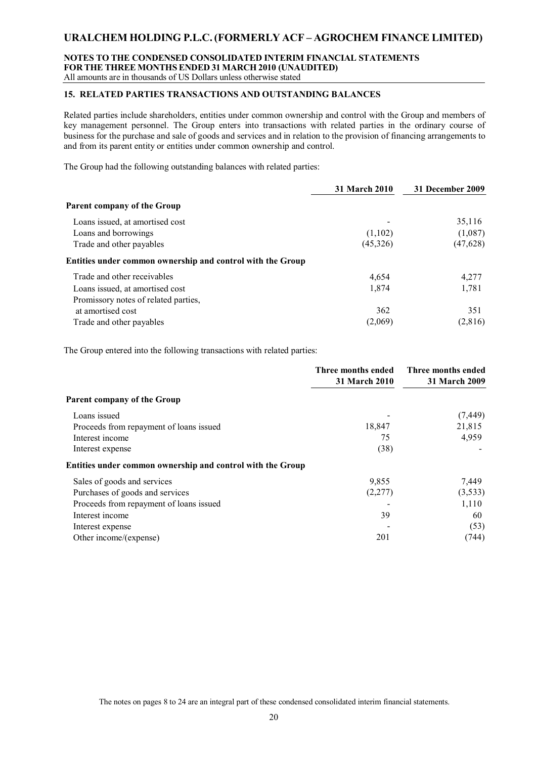## 15. RELATED PARTIES TRANSACTIONS AND OUTSTANDING BALANCES

Related parties include shareholders, entities under common ownership and control with the Group and members of key management personnel. The Group enters into transactions with related parties in the ordinary course of business for the purchase and sale of goods and services and in relation to the provision of financing arrangements to and from its parent entity or entities under common ownership and control.

The Group had the following outstanding balances with related parties:

| | 31 March 2010 | 31 December 2009 |
|---|---|---|
| **Parent company of the Group** | | |
| Loans issued, at amortised cost | - | 35,116 |
| Loans and borrowings | (1,102) | (1,087) |
| Trade and other payables | (45,326) | (47,628) |
| **Entities under common ownership and control with the Group** | | |
| Trade and other receivables | 4,654 | 4,277 |
| Loans issued, at amortised cost | 1,874 | 1,781 |
| Promissory notes of related parties, at amortised cost | 362 | 351 |
| Trade and other payables | (2,069) | (2,816) |

The Group entered into the following transactions with related parties:

| | Three months ended 31 March 2010 | Three months ended 31 March 2009 |
|---|---|---|
| **Parent company of the Group** | | |
| Loans issued | - | (7,449) |
| Proceeds from repayment of loans issued | 18,847 | 21,815 |
| Interest income | 75 | 4,959 |
| Interest expense | (38) | - |
| **Entities under common ownership and control with the Group** | | |
| Sales of goods and services | 9,855 | 7,449 |
| Purchases of goods and services | (2,277) | (3,533) |
| Proceeds from repayment of loans issued | - | 1,110 |
| Interest income | 39 | 60 |
| Interest expense | - | (53) |
| Other income/(expense) | 201 | (744) |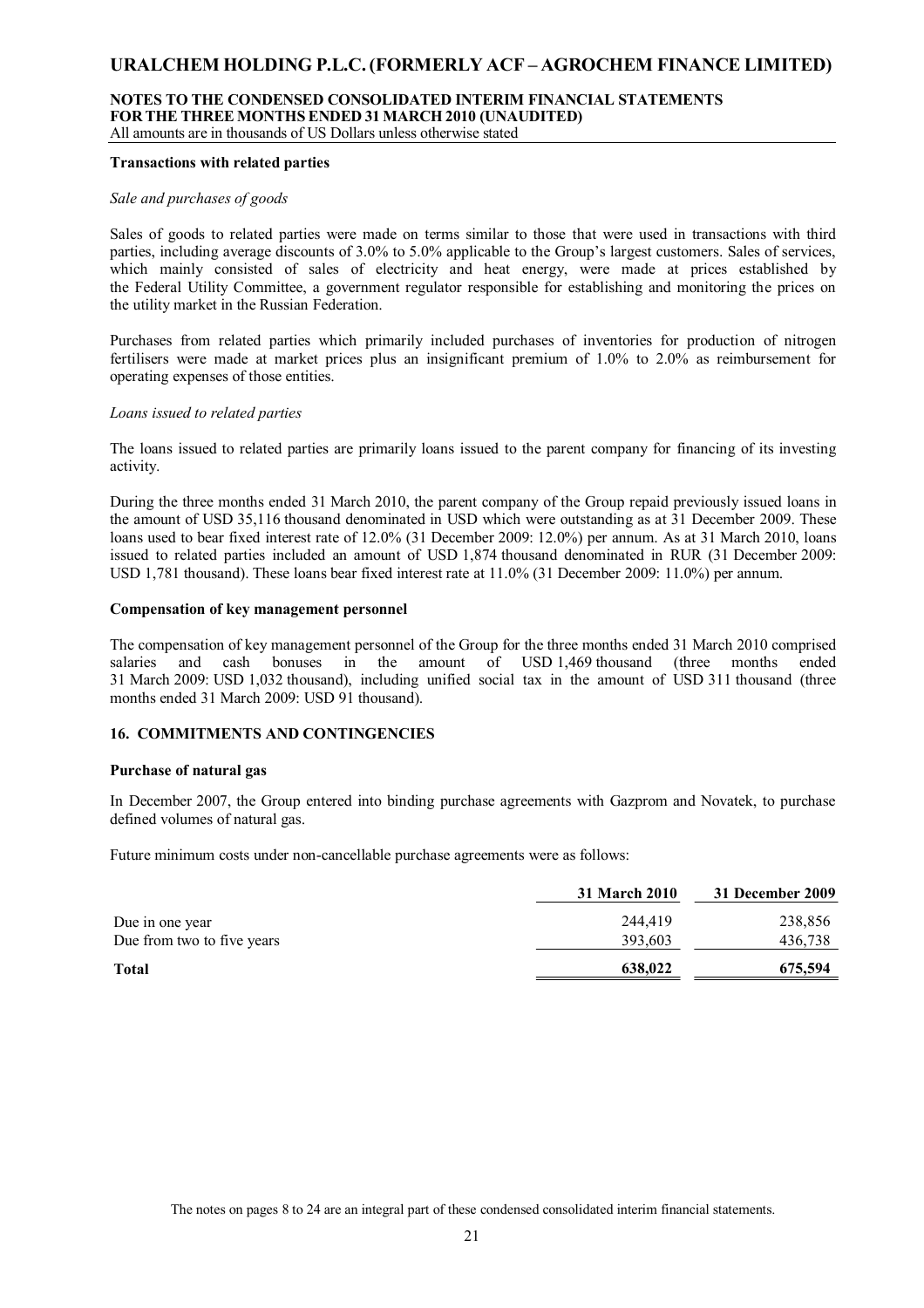**Transactions with related parties**

*Sale and purchases of goods*

Sales of goods to related parties were made on terms similar to those that were used in transactions with third parties, including average discounts of 3.0% to 5.0% applicable to the Group's largest customers. Sales of services, which mainly consisted of sales of electricity and heat energy, were made at prices established by the Federal Utility Committee, a government regulator responsible for establishing and monitoring the prices on the utility market in the Russian Federation.

Purchases from related parties which primarily included purchases of inventories for production of nitrogen fertilisers were made at market prices plus an insignificant premium of 1.0% to 2.0% as reimbursement for operating expenses of those entities.

*Loans issued to related parties*

The loans issued to related parties are primarily loans issued to the parent company for financing of its investing activity.

During the three months ended 31 March 2010, the parent company of the Group repaid previously issued loans in the amount of USD 35,116 thousand denominated in USD which were outstanding as at 31 December 2009. These loans used to bear fixed interest rate of 12.0% (31 December 2009: 12.0%) per annum. As at 31 March 2010, loans issued to related parties included an amount of USD 1,874 thousand denominated in RUR (31 December 2009: USD 1,781 thousand). These loans bear fixed interest rate at 11.0% (31 December 2009: 11.0%) per annum.

**Compensation of key management personnel**

The compensation of key management personnel of the Group for the three months ended 31 March 2010 comprised salaries and cash bonuses in the amount of USD 1,469 thousand (three months ended 31 March 2009: USD 1,032 thousand), including unified social tax in the amount of USD 311 thousand (three months ended 31 March 2009: USD 91 thousand).

## 16. COMMITMENTS AND CONTINGENCIES

**Purchase of natural gas**

In December 2007, the Group entered into binding purchase agreements with Gazprom and Novatek, to purchase defined volumes of natural gas.

Future minimum costs under non-cancellable purchase agreements were as follows:

| | 31 March 2010 | 31 December 2009 |
|---|---|---|
| Due in one year | 244,419 | 238,856 |
| Due from two to five years | 393,603 | 436,738 |
| **Total** | **638,022** | **675,594** |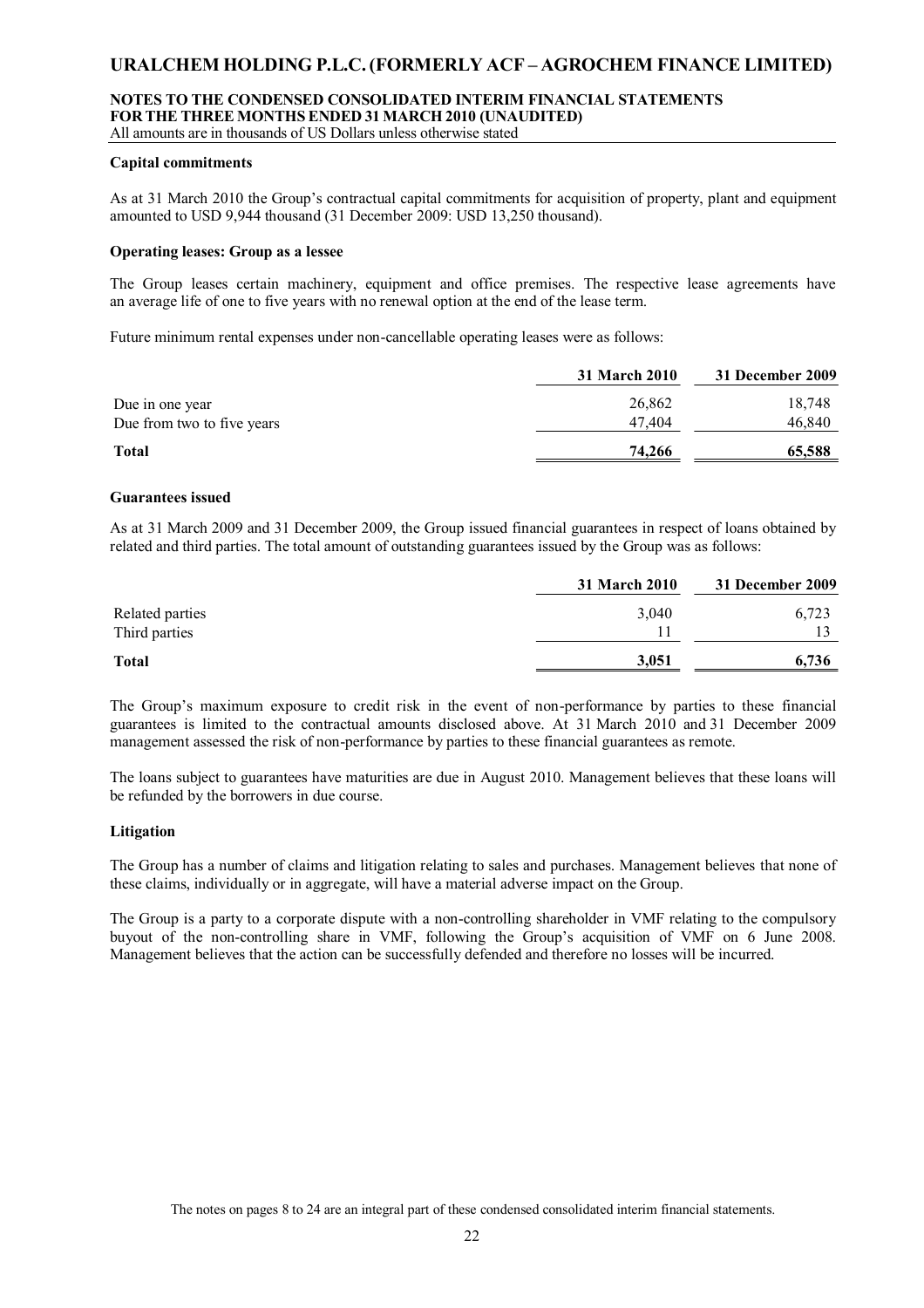**Capital commitments**

As at 31 March 2010 the Group's contractual capital commitments for acquisition of property, plant and equipment amounted to USD 9,944 thousand (31 December 2009: USD 13,250 thousand).

**Operating leases: Group as a lessee**

The Group leases certain machinery, equipment and office premises. The respective lease agreements have an average life of one to five years with no renewal option at the end of the lease term.

Future minimum rental expenses under non-cancellable operating leases were as follows:

| | 31 March 2010 | 31 December 2009 |
|---|---|---|
| Due in one year | 26,862 | 18,748 |
| Due from two to five years | 47,404 | 46,840 |
| **Total** | **74,266** | **65,588** |

**Guarantees issued**

As at 31 March 2009 and 31 December 2009, the Group issued financial guarantees in respect of loans obtained by related and third parties. The total amount of outstanding guarantees issued by the Group was as follows:

| | 31 March 2010 | 31 December 2009 |
|---|---|---|
| Related parties | 3,040 | 6,723 |
| Third parties | 11 | 13 |
| **Total** | **3,051** | **6,736** |

The Group's maximum exposure to credit risk in the event of non-performance by parties to these financial guarantees is limited to the contractual amounts disclosed above. At 31 March 2010 and 31 December 2009 management assessed the risk of non-performance by parties to these financial guarantees as remote.

The loans subject to guarantees have maturities are due in August 2010. Management believes that these loans will be refunded by the borrowers in due course.

**Litigation**

The Group has a number of claims and litigation relating to sales and purchases. Management believes that none of these claims, individually or in aggregate, will have a material adverse impact on the Group.

The Group is a party to a corporate dispute with a non-controlling shareholder in VMF relating to the compulsory buyout of the non-controlling share in VMF, following the Group's acquisition of VMF on 6 June 2008. Management believes that the action can be successfully defended and therefore no losses will be incurred.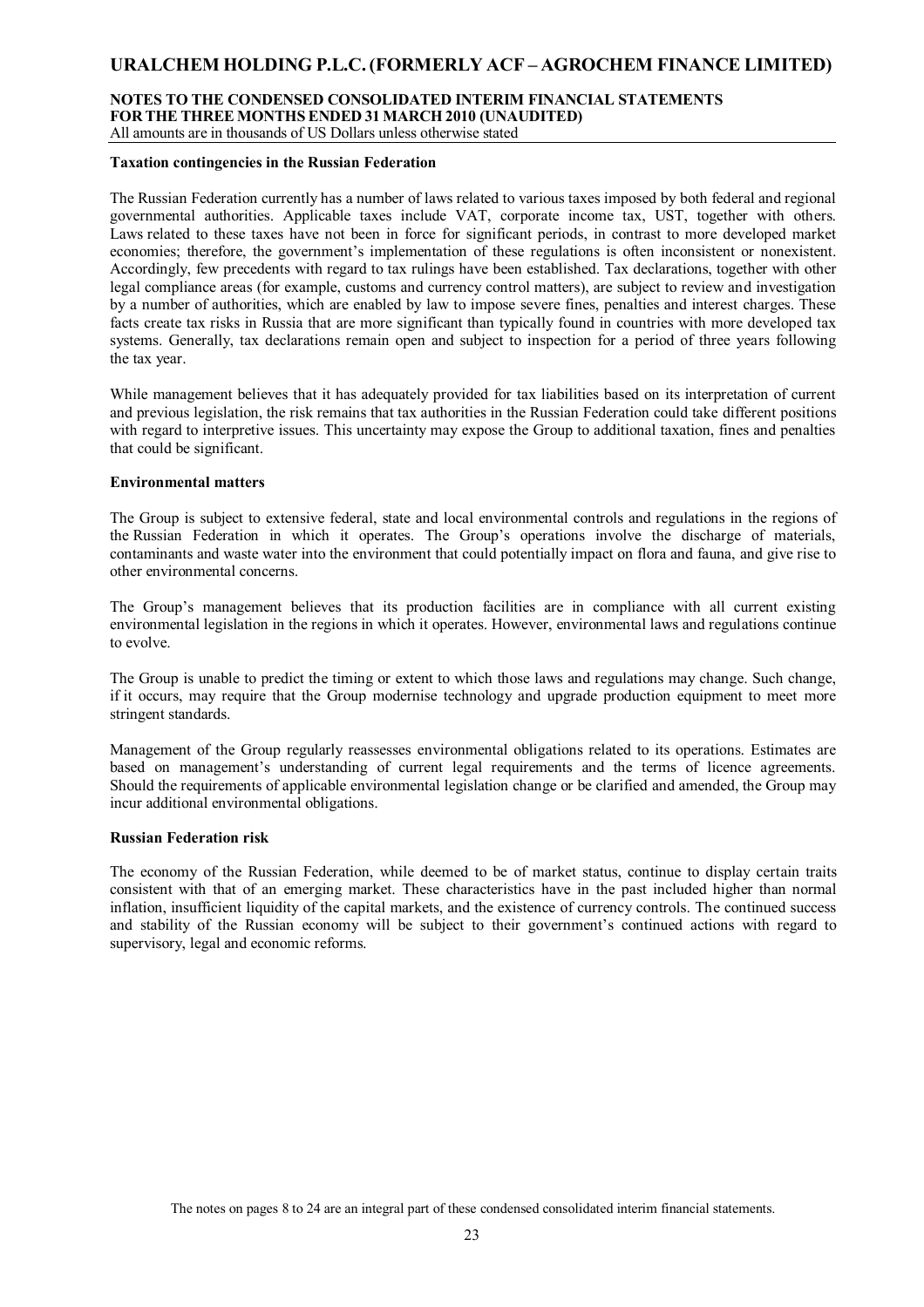**Taxation contingencies in the Russian Federation**

The Russian Federation currently has a number of laws related to various taxes imposed by both federal and regional governmental authorities. Applicable taxes include VAT, corporate income tax, UST, together with others. Laws related to these taxes have not been in force for significant periods, in contrast to more developed market economies; therefore, the government's implementation of these regulations is often inconsistent or nonexistent. Accordingly, few precedents with regard to tax rulings have been established. Tax declarations, together with other legal compliance areas (for example, customs and currency control matters), are subject to review and investigation by a number of authorities, which are enabled by law to impose severe fines, penalties and interest charges. These facts create tax risks in Russia that are more significant than typically found in countries with more developed tax systems. Generally, tax declarations remain open and subject to inspection for a period of three years following the tax year.

While management believes that it has adequately provided for tax liabilities based on its interpretation of current and previous legislation, the risk remains that tax authorities in the Russian Federation could take different positions with regard to interpretive issues. This uncertainty may expose the Group to additional taxation, fines and penalties that could be significant.

**Environmental matters**

The Group is subject to extensive federal, state and local environmental controls and regulations in the regions of the Russian Federation in which it operates. The Group's operations involve the discharge of materials, contaminants and waste water into the environment that could potentially impact on flora and fauna, and give rise to other environmental concerns.

The Group's management believes that its production facilities are in compliance with all current existing environmental legislation in the regions in which it operates. However, environmental laws and regulations continue to evolve.

The Group is unable to predict the timing or extent to which those laws and regulations may change. Such change, if it occurs, may require that the Group modernise technology and upgrade production equipment to meet more stringent standards.

Management of the Group regularly reassesses environmental obligations related to its operations. Estimates are based on management's understanding of current legal requirements and the terms of licence agreements. Should the requirements of applicable environmental legislation change or be clarified and amended, the Group may incur additional environmental obligations.

**Russian Federation risk**

The economy of the Russian Federation, while deemed to be of market status, continue to display certain traits consistent with that of an emerging market. These characteristics have in the past included higher than normal inflation, insufficient liquidity of the capital markets, and the existence of currency controls. The continued success and stability of the Russian economy will be subject to their government's continued actions with regard to supervisory, legal and economic reforms.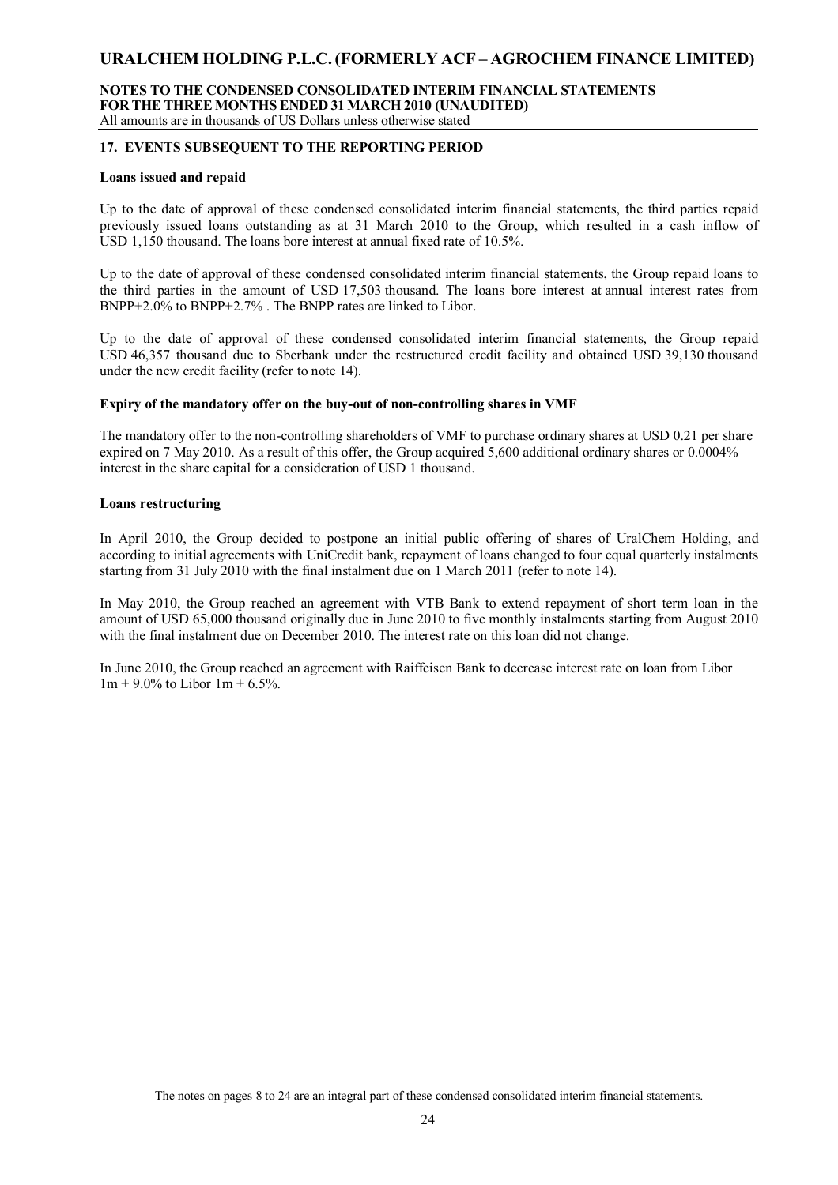## 17. EVENTS SUBSEQUENT TO THE REPORTING PERIOD

**Loans issued and repaid**

Up to the date of approval of these condensed consolidated interim financial statements, the third parties repaid previously issued loans outstanding as at 31 March 2010 to the Group, which resulted in a cash inflow of USD 1,150 thousand. The loans bore interest at annual fixed rate of 10.5%.

Up to the date of approval of these condensed consolidated interim financial statements, the Group repaid loans to the third parties in the amount of USD 17,503 thousand. The loans bore interest at annual interest rates from BNPP+2.0% to BNPP+2.7% . The BNPP rates are linked to Libor.

Up to the date of approval of these condensed consolidated interim financial statements, the Group repaid USD 46,357 thousand due to Sberbank under the restructured credit facility and obtained USD 39,130 thousand under the new credit facility (refer to note 14).

**Expiry of the mandatory offer on the buy-out of non-controlling shares in VMF**

The mandatory offer to the non-controlling shareholders of VMF to purchase ordinary shares at USD 0.21 per share expired on 7 May 2010. As a result of this offer, the Group acquired 5,600 additional ordinary shares or 0.0004% interest in the share capital for a consideration of USD 1 thousand.

**Loans restructuring**

In April 2010, the Group decided to postpone an initial public offering of shares of UralChem Holding, and according to initial agreements with UniCredit bank, repayment of loans changed to four equal quarterly instalments starting from 31 July 2010 with the final instalment due on 1 March 2011 (refer to note 14).

In May 2010, the Group reached an agreement with VTB Bank to extend repayment of short term loan in the amount of USD 65,000 thousand originally due in June 2010 to five monthly instalments starting from August 2010 with the final instalment due on December 2010. The interest rate on this loan did not change.

In June 2010, the Group reached an agreement with Raiffeisen Bank to decrease interest rate on loan from Libor 1m + 9.0% to Libor 1m + 6.5%.

The notes on pages 8 to 24 are an integral part of these condensed consolidated interim financial statements.